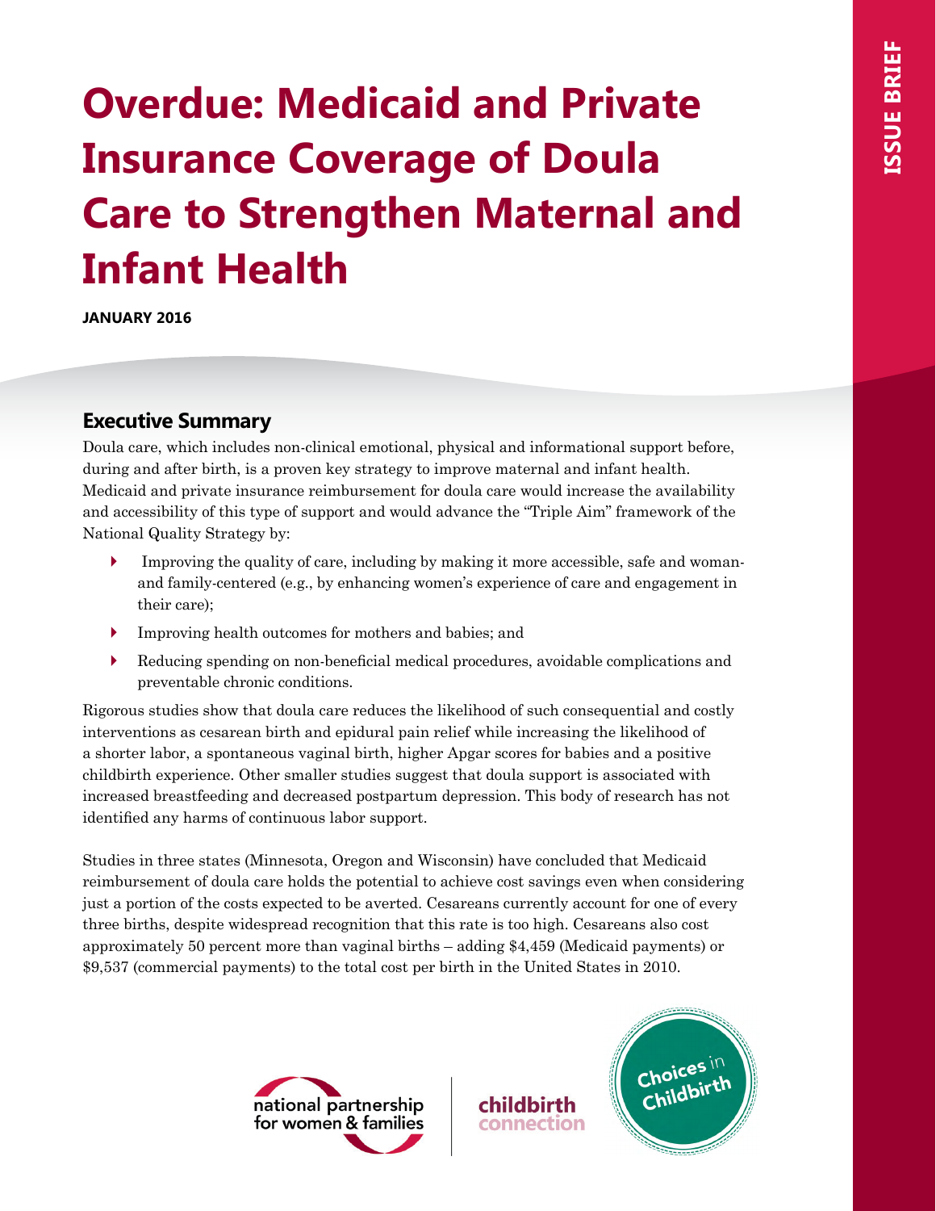# Overdue: Medicaid and Private Insurance Coverage of Doula Care to Strengthen Maternal and Infant Health

**JANUARY 2016**

ISSUE BRIEF

## Executive Summary

Doula care, which includes non-clinical emotional, physical and informational support before, during and after birth, is a proven key strategy to improve maternal and infant health. Medicaid and private insurance reimbursement for doula care would increase the availability and accessibility of this type of support and would advance the "Triple Aim" framework of the National Quality Strategy by:

- Improving the quality of care, including by making it more accessible, safe and woman- and family-centered (e.g., by enhancing women's experience of care and engagement in their care);
- Improving health outcomes for mothers and babies; and
- Reducing spending on non-beneficial medical procedures, avoidable complications and preventable chronic conditions.

Rigorous studies show that doula care reduces the likelihood of such consequential and costly interventions as cesarean birth and epidural pain relief while increasing the likelihood of a shorter labor, a spontaneous vaginal birth, higher Apgar scores for babies and a positive childbirth experience. Other smaller studies suggest that doula support is associated with increased breastfeeding and decreased postpartum depression. This body of research has not identified any harms of continuous labor support.

Studies in three states (Minnesota, Oregon and Wisconsin) have concluded that Medicaid reimbursement of doula care holds the potential to achieve cost savings even when considering just a portion of the costs expected to be averted. Cesareans currently account for one of every three births, despite widespread recognition that this rate is too high. Cesareans also cost approximately 50 percent more than vaginal births – adding $4,459 (Medicaid payments) or $9,537 (commercial payments) to the total cost per birth in the United States in 2010.

national partnership for women & families

childbirth connection

Choices in Childbirth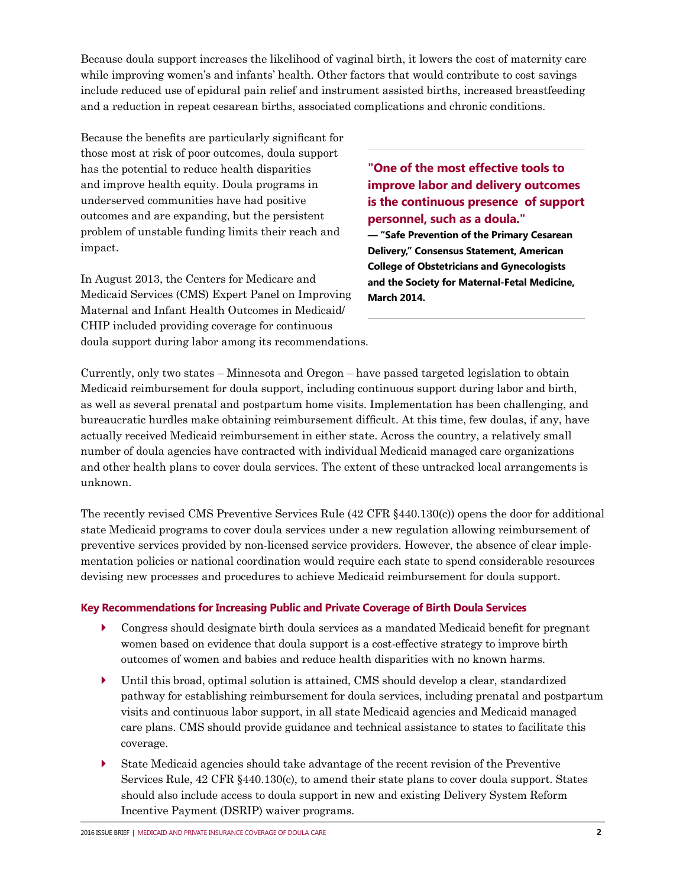Because doula support increases the likelihood of vaginal birth, it lowers the cost of maternity care while improving women's and infants' health. Other factors that would contribute to cost savings include reduced use of epidural pain relief and instrument assisted births, increased breastfeeding and a reduction in repeat cesarean births, associated complications and chronic conditions.

Because the benefits are particularly significant for those most at risk of poor outcomes, doula support has the potential to reduce health disparities and improve health equity. Doula programs in underserved communities have had positive outcomes and are expanding, but the persistent problem of unstable funding limits their reach and impact.

> **"One of the most effective tools to improve labor and delivery outcomes is the continuous presence of support personnel, such as a doula."**
>
> **— "Safe Prevention of the Primary Cesarean Delivery," Consensus Statement, American College of Obstetricians and Gynecologists and the Society for Maternal-Fetal Medicine, March 2014.**

In August 2013, the Centers for Medicare and Medicaid Services (CMS) Expert Panel on Improving Maternal and Infant Health Outcomes in Medicaid/CHIP included providing coverage for continuous doula support during labor among its recommendations.

Currently, only two states – Minnesota and Oregon – have passed targeted legislation to obtain Medicaid reimbursement for doula support, including continuous support during labor and birth, as well as several prenatal and postpartum home visits. Implementation has been challenging, and bureaucratic hurdles make obtaining reimbursement difficult. At this time, few doulas, if any, have actually received Medicaid reimbursement in either state. Across the country, a relatively small number of doula agencies have contracted with individual Medicaid managed care organizations and other health plans to cover doula services. The extent of these untracked local arrangements is unknown.

The recently revised CMS Preventive Services Rule (42 CFR §440.130(c)) opens the door for additional state Medicaid programs to cover doula services under a new regulation allowing reimbursement of preventive services provided by non-licensed service providers. However, the absence of clear implementation policies or national coordination would require each state to spend considerable resources devising new processes and procedures to achieve Medicaid reimbursement for doula support.

### Key Recommendations for Increasing Public and Private Coverage of Birth Doula Services

- Congress should designate birth doula services as a mandated Medicaid benefit for pregnant women based on evidence that doula support is a cost-effective strategy to improve birth outcomes of women and babies and reduce health disparities with no known harms.
- Until this broad, optimal solution is attained, CMS should develop a clear, standardized pathway for establishing reimbursement for doula services, including prenatal and postpartum visits and continuous labor support, in all state Medicaid agencies and Medicaid managed care plans. CMS should provide guidance and technical assistance to states to facilitate this coverage.
- State Medicaid agencies should take advantage of the recent revision of the Preventive Services Rule, 42 CFR §440.130(c), to amend their state plans to cover doula support. States should also include access to doula support in new and existing Delivery System Reform Incentive Payment (DSRIP) waiver programs.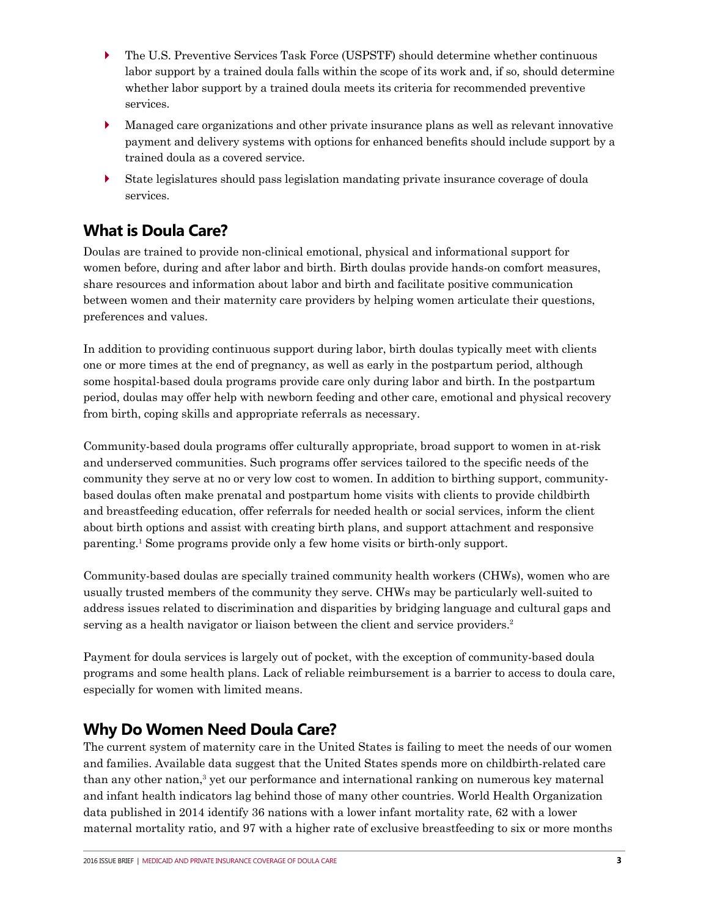- The U.S. Preventive Services Task Force (USPSTF) should determine whether continuous labor support by a trained doula falls within the scope of its work and, if so, should determine whether labor support by a trained doula meets its criteria for recommended preventive services.
- Managed care organizations and other private insurance plans as well as relevant innovative payment and delivery systems with options for enhanced benefits should include support by a trained doula as a covered service.
- State legislatures should pass legislation mandating private insurance coverage of doula services.

## What is Doula Care?

Doulas are trained to provide non-clinical emotional, physical and informational support for women before, during and after labor and birth. Birth doulas provide hands-on comfort measures, share resources and information about labor and birth and facilitate positive communication between women and their maternity care providers by helping women articulate their questions, preferences and values.

In addition to providing continuous support during labor, birth doulas typically meet with clients one or more times at the end of pregnancy, as well as early in the postpartum period, although some hospital-based doula programs provide care only during labor and birth. In the postpartum period, doulas may offer help with newborn feeding and other care, emotional and physical recovery from birth, coping skills and appropriate referrals as necessary.

Community-based doula programs offer culturally appropriate, broad support to women in at-risk and underserved communities. Such programs offer services tailored to the specific needs of the community they serve at no or very low cost to women. In addition to birthing support, community-based doulas often make prenatal and postpartum home visits with clients to provide childbirth and breastfeeding education, offer referrals for needed health or social services, inform the client about birth options and assist with creating birth plans, and support attachment and responsive parenting.[1] Some programs provide only a few home visits or birth-only support.

Community-based doulas are specially trained community health workers (CHWs), women who are usually trusted members of the community they serve. CHWs may be particularly well-suited to address issues related to discrimination and disparities by bridging language and cultural gaps and serving as a health navigator or liaison between the client and service providers.[2]

Payment for doula services is largely out of pocket, with the exception of community-based doula programs and some health plans. Lack of reliable reimbursement is a barrier to access to doula care, especially for women with limited means.

## Why Do Women Need Doula Care?

The current system of maternity care in the United States is failing to meet the needs of our women and families. Available data suggest that the United States spends more on childbirth-related care than any other nation,[3] yet our performance and international ranking on numerous key maternal and infant health indicators lag behind those of many other countries. World Health Organization data published in 2014 identify 36 nations with a lower infant mortality rate, 62 with a lower maternal mortality ratio, and 97 with a higher rate of exclusive breastfeeding to six or more months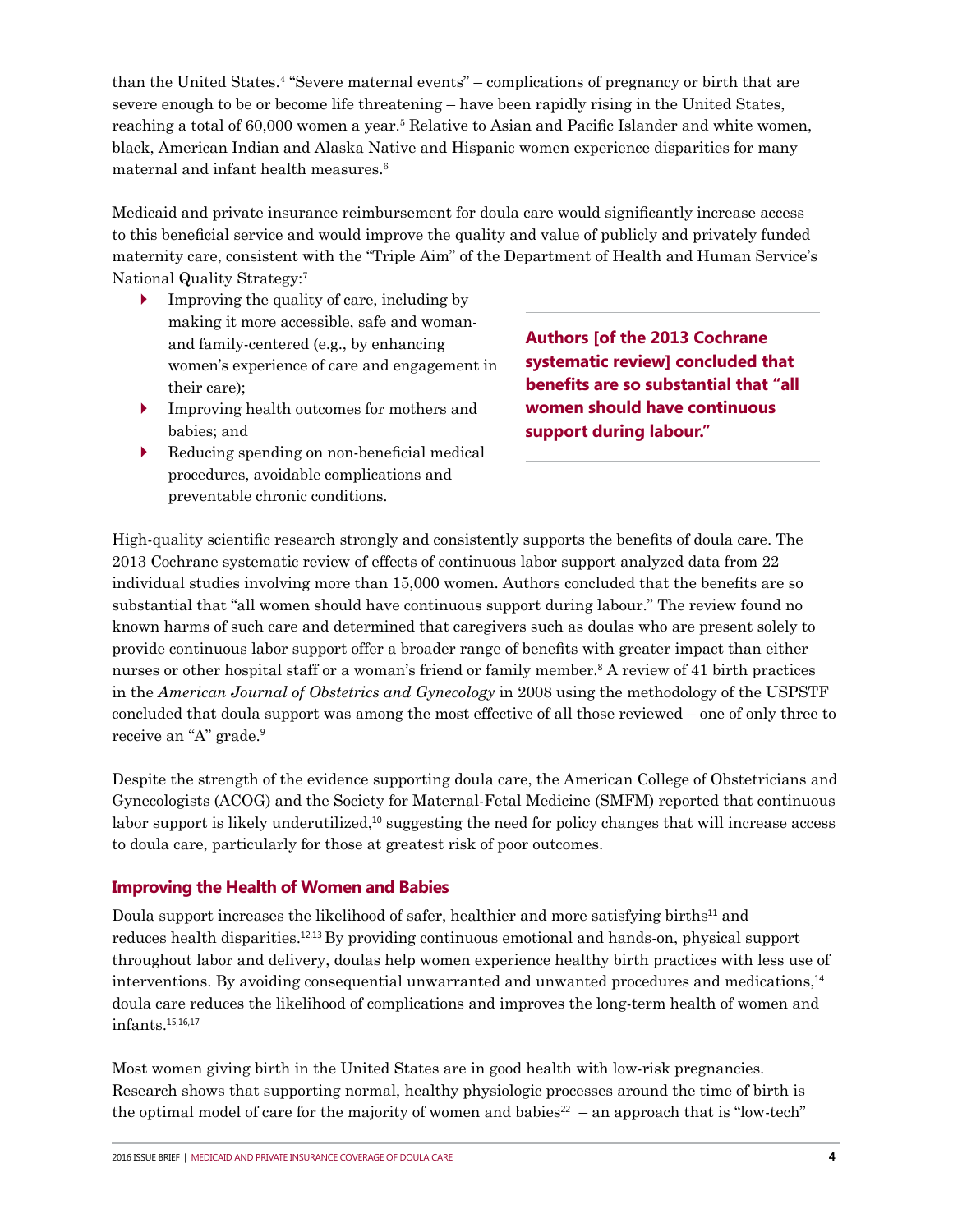than the United States.[4] “Severe maternal events” – complications of pregnancy or birth that are severe enough to be or become life threatening – have been rapidly rising in the United States, reaching a total of 60,000 women a year.[5] Relative to Asian and Pacific Islander and white women, black, American Indian and Alaska Native and Hispanic women experience disparities for many maternal and infant health measures.[6]

Medicaid and private insurance reimbursement for doula care would significantly increase access to this beneficial service and would improve the quality and value of publicly and privately funded maternity care, consistent with the “Triple Aim” of the Department of Health and Human Service’s National Quality Strategy:[7]

- Improving the quality of care, including by making it more accessible, safe and woman- and family-centered (e.g., by enhancing women’s experience of care and engagement in their care);
- Improving health outcomes for mothers and babies; and
- Reducing spending on non-beneficial medical procedures, avoidable complications and preventable chronic conditions.

**Authors [of the 2013 Cochrane systematic review] concluded that benefits are so substantial that “all women should have continuous support during labour.”**

High-quality scientific research strongly and consistently supports the benefits of doula care. The 2013 Cochrane systematic review of effects of continuous labor support analyzed data from 22 individual studies involving more than 15,000 women. Authors concluded that the benefits are so substantial that “all women should have continuous support during labour.” The review found no known harms of such care and determined that caregivers such as doulas who are present solely to provide continuous labor support offer a broader range of benefits with greater impact than either nurses or other hospital staff or a woman’s friend or family member.[8] A review of 41 birth practices in the *American Journal of Obstetrics and Gynecology* in 2008 using the methodology of the USPSTF concluded that doula support was among the most effective of all those reviewed – one of only three to receive an “A” grade.[9]

Despite the strength of the evidence supporting doula care, the American College of Obstetricians and Gynecologists (ACOG) and the Society for Maternal-Fetal Medicine (SMFM) reported that continuous labor support is likely underutilized,[10] suggesting the need for policy changes that will increase access to doula care, particularly for those at greatest risk of poor outcomes.

## Improving the Health of Women and Babies

Doula support increases the likelihood of safer, healthier and more satisfying births[11] and reduces health disparities.[12,13] By providing continuous emotional and hands-on, physical support throughout labor and delivery, doulas help women experience healthy birth practices with less use of interventions. By avoiding consequential unwarranted and unwanted procedures and medications,[14] doula care reduces the likelihood of complications and improves the long-term health of women and infants.[15,16,17]

Most women giving birth in the United States are in good health with low-risk pregnancies. Research shows that supporting normal, healthy physiologic processes around the time of birth is the optimal model of care for the majority of women and babies[22] – an approach that is “low-tech”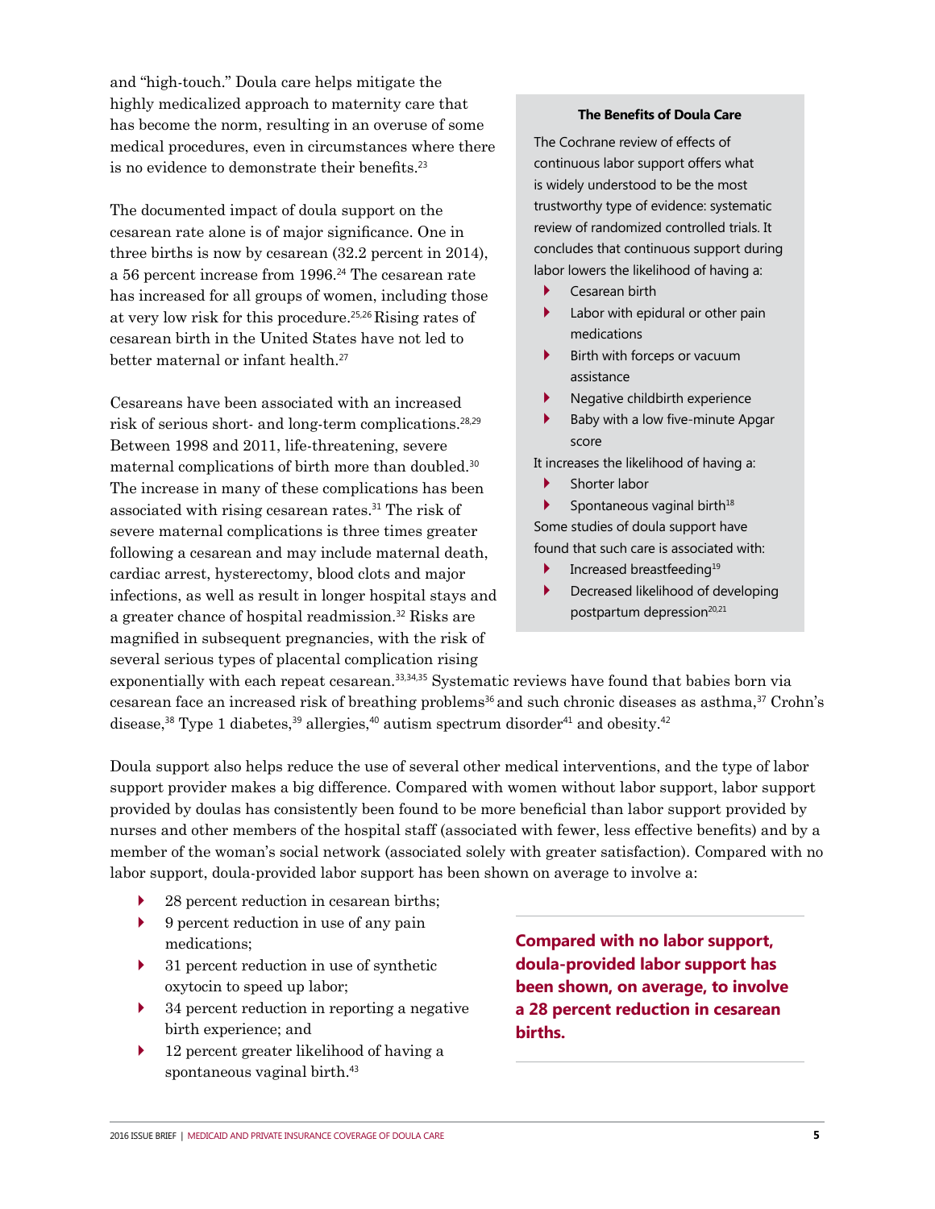and “high-touch.” Doula care helps mitigate the highly medicalized approach to maternity care that has become the norm, resulting in an overuse of some medical procedures, even in circumstances where there is no evidence to demonstrate their benefits.[23]

The documented impact of doula support on the cesarean rate alone is of major significance. One in three births is now by cesarean (32.2 percent in 2014), a 56 percent increase from 1996.[24] The cesarean rate has increased for all groups of women, including those at very low risk for this procedure.[25,26] Rising rates of cesarean birth in the United States have not led to better maternal or infant health.[27]

Cesareans have been associated with an increased risk of serious short- and long-term complications.[28,29] Between 1998 and 2011, life-threatening, severe maternal complications of birth more than doubled.[30] The increase in many of these complications has been associated with rising cesarean rates.[31] The risk of severe maternal complications is three times greater following a cesarean and may include maternal death, cardiac arrest, hysterectomy, blood clots and major infections, as well as result in longer hospital stays and a greater chance of hospital readmission.[32] Risks are magnified in subsequent pregnancies, with the risk of several serious types of placental complication rising exponentially with each repeat cesarean.[33,34,35] Systematic reviews have found that babies born via cesarean face an increased risk of breathing problems[36] and such chronic diseases as asthma,[37] Crohn’s disease,[38] Type 1 diabetes,[39] allergies,[40] autism spectrum disorder[41] and obesity.[42]

### The Benefits of Doula Care

The Cochrane review of effects of continuous labor support offers what is widely understood to be the most trustworthy type of evidence: systematic review of randomized controlled trials. It concludes that continuous support during labor lowers the likelihood of having a:

- Cesarean birth
- Labor with epidural or other pain medications
- Birth with forceps or vacuum assistance
- Negative childbirth experience
- Baby with a low five-minute Apgar score

It increases the likelihood of having a:

- Shorter labor
- Spontaneous vaginal birth[18]

Some studies of doula support have found that such care is associated with:

- Increased breastfeeding[19]
- Decreased likelihood of developing postpartum depression[20,21]

Doula support also helps reduce the use of several other medical interventions, and the type of labor support provider makes a big difference. Compared with women without labor support, labor support provided by doulas has consistently been found to be more beneficial than labor support provided by nurses and other members of the hospital staff (associated with fewer, less effective benefits) and by a member of the woman’s social network (associated solely with greater satisfaction). Compared with no labor support, doula-provided labor support has been shown on average to involve a:

- 28 percent reduction in cesarean births;
- 9 percent reduction in use of any pain medications;
- 31 percent reduction in use of synthetic oxytocin to speed up labor;
- 34 percent reduction in reporting a negative birth experience; and
- 12 percent greater likelihood of having a spontaneous vaginal birth.[43]

**Compared with no labor support, doula-provided labor support has been shown, on average, to involve a 28 percent reduction in cesarean births.**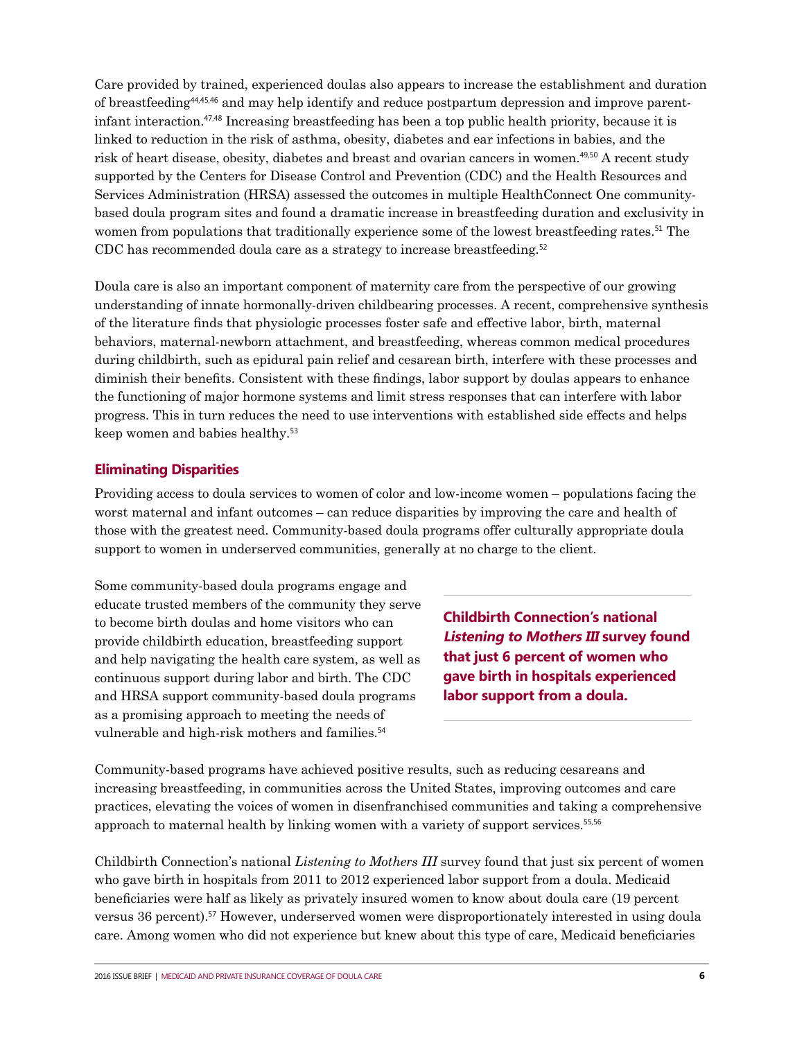Care provided by trained, experienced doulas also appears to increase the establishment and duration of breastfeeding[44,45,46] and may help identify and reduce postpartum depression and improve parent-infant interaction.[47,48] Increasing breastfeeding has been a top public health priority, because it is linked to reduction in the risk of asthma, obesity, diabetes and ear infections in babies, and the risk of heart disease, obesity, diabetes and breast and ovarian cancers in women.[49,50] A recent study supported by the Centers for Disease Control and Prevention (CDC) and the Health Resources and Services Administration (HRSA) assessed the outcomes in multiple HealthConnect One community-based doula program sites and found a dramatic increase in breastfeeding duration and exclusivity in women from populations that traditionally experience some of the lowest breastfeeding rates.[51] The CDC has recommended doula care as a strategy to increase breastfeeding.[52]

Doula care is also an important component of maternity care from the perspective of our growing understanding of innate hormonally-driven childbearing processes. A recent, comprehensive synthesis of the literature finds that physiologic processes foster safe and effective labor, birth, maternal behaviors, maternal-newborn attachment, and breastfeeding, whereas common medical procedures during childbirth, such as epidural pain relief and cesarean birth, interfere with these processes and diminish their benefits. Consistent with these findings, labor support by doulas appears to enhance the functioning of major hormone systems and limit stress responses that can interfere with labor progress. This in turn reduces the need to use interventions with established side effects and helps keep women and babies healthy.[53]

### Eliminating Disparities

Providing access to doula services to women of color and low-income women – populations facing the worst maternal and infant outcomes – can reduce disparities by improving the care and health of those with the greatest need. Community-based doula programs offer culturally appropriate doula support to women in underserved communities, generally at no charge to the client.

Some community-based doula programs engage and educate trusted members of the community they serve to become birth doulas and home visitors who can provide childbirth education, breastfeeding support and help navigating the health care system, as well as continuous support during labor and birth. The CDC and HRSA support community-based doula programs as a promising approach to meeting the needs of vulnerable and high-risk mothers and families.[54]

**Childbirth Connection's national *Listening to Mothers III* survey found that just 6 percent of women who gave birth in hospitals experienced labor support from a doula.**

Community-based programs have achieved positive results, such as reducing cesareans and increasing breastfeeding, in communities across the United States, improving outcomes and care practices, elevating the voices of women in disenfranchised communities and taking a comprehensive approach to maternal health by linking women with a variety of support services.[55,56]

Childbirth Connection's national *Listening to Mothers III* survey found that just six percent of women who gave birth in hospitals from 2011 to 2012 experienced labor support from a doula. Medicaid beneficiaries were half as likely as privately insured women to know about doula care (19 percent versus 36 percent).[57] However, underserved women were disproportionately interested in using doula care. Among women who did not experience but knew about this type of care, Medicaid beneficiaries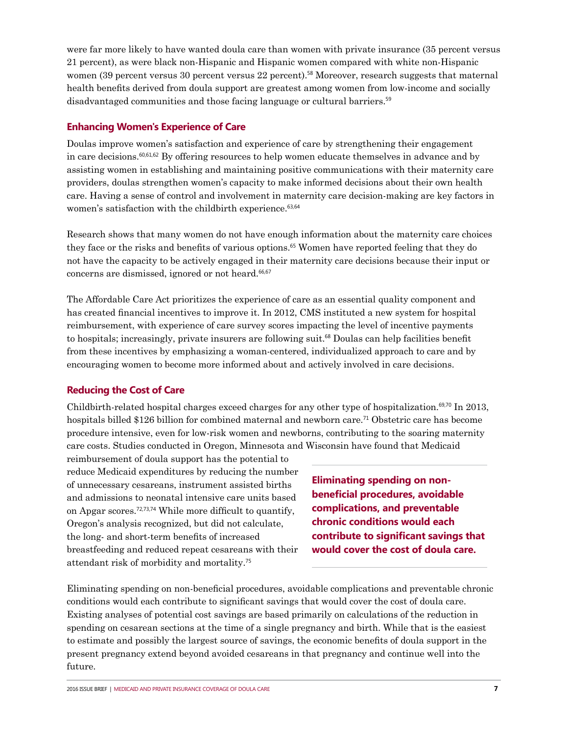were far more likely to have wanted doula care than women with private insurance (35 percent versus 21 percent), as were black non-Hispanic and Hispanic women compared with white non-Hispanic women (39 percent versus 30 percent versus 22 percent).[58] Moreover, research suggests that maternal health benefits derived from doula support are greatest among women from low-income and socially disadvantaged communities and those facing language or cultural barriers.[59]

### Enhancing Women's Experience of Care

Doulas improve women's satisfaction and experience of care by strengthening their engagement in care decisions.[60,61,62] By offering resources to help women educate themselves in advance and by assisting women in establishing and maintaining positive communications with their maternity care providers, doulas strengthen women's capacity to make informed decisions about their own health care. Having a sense of control and involvement in maternity care decision-making are key factors in women's satisfaction with the childbirth experience.[63,64]

Research shows that many women do not have enough information about the maternity care choices they face or the risks and benefits of various options.[65] Women have reported feeling that they do not have the capacity to be actively engaged in their maternity care decisions because their input or concerns are dismissed, ignored or not heard.[66,67]

The Affordable Care Act prioritizes the experience of care as an essential quality component and has created financial incentives to improve it. In 2012, CMS instituted a new system for hospital reimbursement, with experience of care survey scores impacting the level of incentive payments to hospitals; increasingly, private insurers are following suit.[68] Doulas can help facilities benefit from these incentives by emphasizing a woman-centered, individualized approach to care and by encouraging women to become more informed about and actively involved in care decisions.

### Reducing the Cost of Care

Childbirth-related hospital charges exceed charges for any other type of hospitalization.[69,70] In 2013, hospitals billed $126 billion for combined maternal and newborn care.[71] Obstetric care has become procedure intensive, even for low-risk women and newborns, contributing to the soaring maternity care costs. Studies conducted in Oregon, Minnesota and Wisconsin have found that Medicaid reimbursement of doula support has the potential to reduce Medicaid expenditures by reducing the number of unnecessary cesareans, instrument assisted births and admissions to neonatal intensive care units based on Apgar scores.[72,73,74] While more difficult to quantify, Oregon's analysis recognized, but did not calculate, the long- and short-term benefits of increased breastfeeding and reduced repeat cesareans with their attendant risk of morbidity and mortality.[75]

**Eliminating spending on non-beneficial procedures, avoidable complications, and preventable chronic conditions would each contribute to significant savings that would cover the cost of doula care.**

Eliminating spending on non-beneficial procedures, avoidable complications and preventable chronic conditions would each contribute to significant savings that would cover the cost of doula care. Existing analyses of potential cost savings are based primarily on calculations of the reduction in spending on cesarean sections at the time of a single pregnancy and birth. While that is the easiest to estimate and possibly the largest source of savings, the economic benefits of doula support in the present pregnancy extend beyond avoided cesareans in that pregnancy and continue well into the future.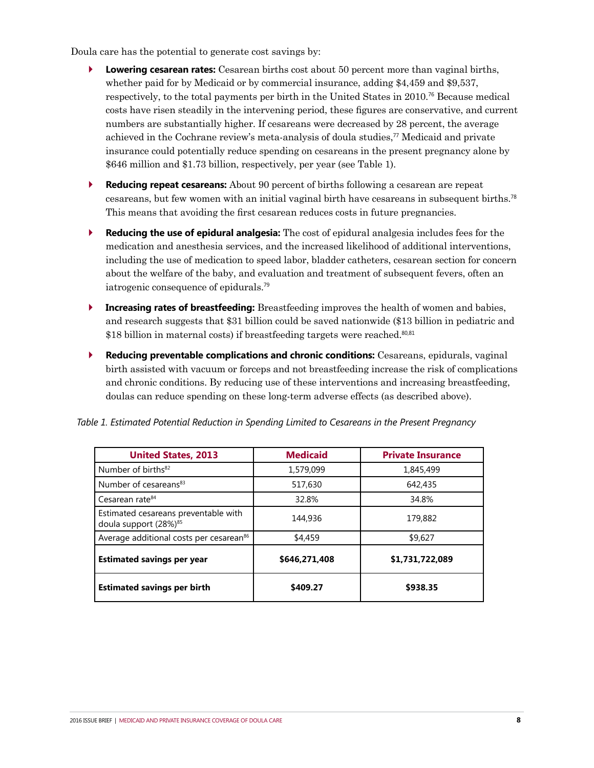Doula care has the potential to generate cost savings by:

- **Lowering cesarean rates:** Cesarean births cost about 50 percent more than vaginal births, whether paid for by Medicaid or by commercial insurance, adding $4,459 and $9,537, respectively, to the total payments per birth in the United States in 2010.[76] Because medical costs have risen steadily in the intervening period, these figures are conservative, and current numbers are substantially higher. If cesareans were decreased by 28 percent, the average achieved in the Cochrane review's meta-analysis of doula studies,[77] Medicaid and private insurance could potentially reduce spending on cesareans in the present pregnancy alone by $646 million and $1.73 billion, respectively, per year (see Table 1).
- **Reducing repeat cesareans:** About 90 percent of births following a cesarean are repeat cesareans, but few women with an initial vaginal birth have cesareans in subsequent births.[78] This means that avoiding the first cesarean reduces costs in future pregnancies.
- **Reducing the use of epidural analgesia:** The cost of epidural analgesia includes fees for the medication and anesthesia services, and the increased likelihood of additional interventions, including the use of medication to speed labor, bladder catheters, cesarean section for concern about the welfare of the baby, and evaluation and treatment of subsequent fevers, often an iatrogenic consequence of epidurals.[79]
- **Increasing rates of breastfeeding:** Breastfeeding improves the health of women and babies, and research suggests that $31 billion could be saved nationwide ($13 billion in pediatric and $18 billion in maternal costs) if breastfeeding targets were reached.[80,81]
- **Reducing preventable complications and chronic conditions:** Cesareans, epidurals, vaginal birth assisted with vacuum or forceps and not breastfeeding increase the risk of complications and chronic conditions. By reducing use of these interventions and increasing breastfeeding, doulas can reduce spending on these long-term adverse effects (as described above).

*Table 1. Estimated Potential Reduction in Spending Limited to Cesareans in the Present Pregnancy*

| United States, 2013 | Medicaid | Private Insurance |
|---|---|---|
| Number of births[82] | 1,579,099 | 1,845,499 |
| Number of cesareans[83] | 517,630 | 642,435 |
| Cesarean rate[84] | 32.8% | 34.8% |
| Estimated cesareans preventable with doula support (28%)[85] | 144,936 | 179,882 |
| Average additional costs per cesarean[86] | $4,459 | $9,627 |
| **Estimated savings per year** | **$646,271,408** | **$1,731,722,089** |
| **Estimated savings per birth** | **$409.27** | **$938.35** |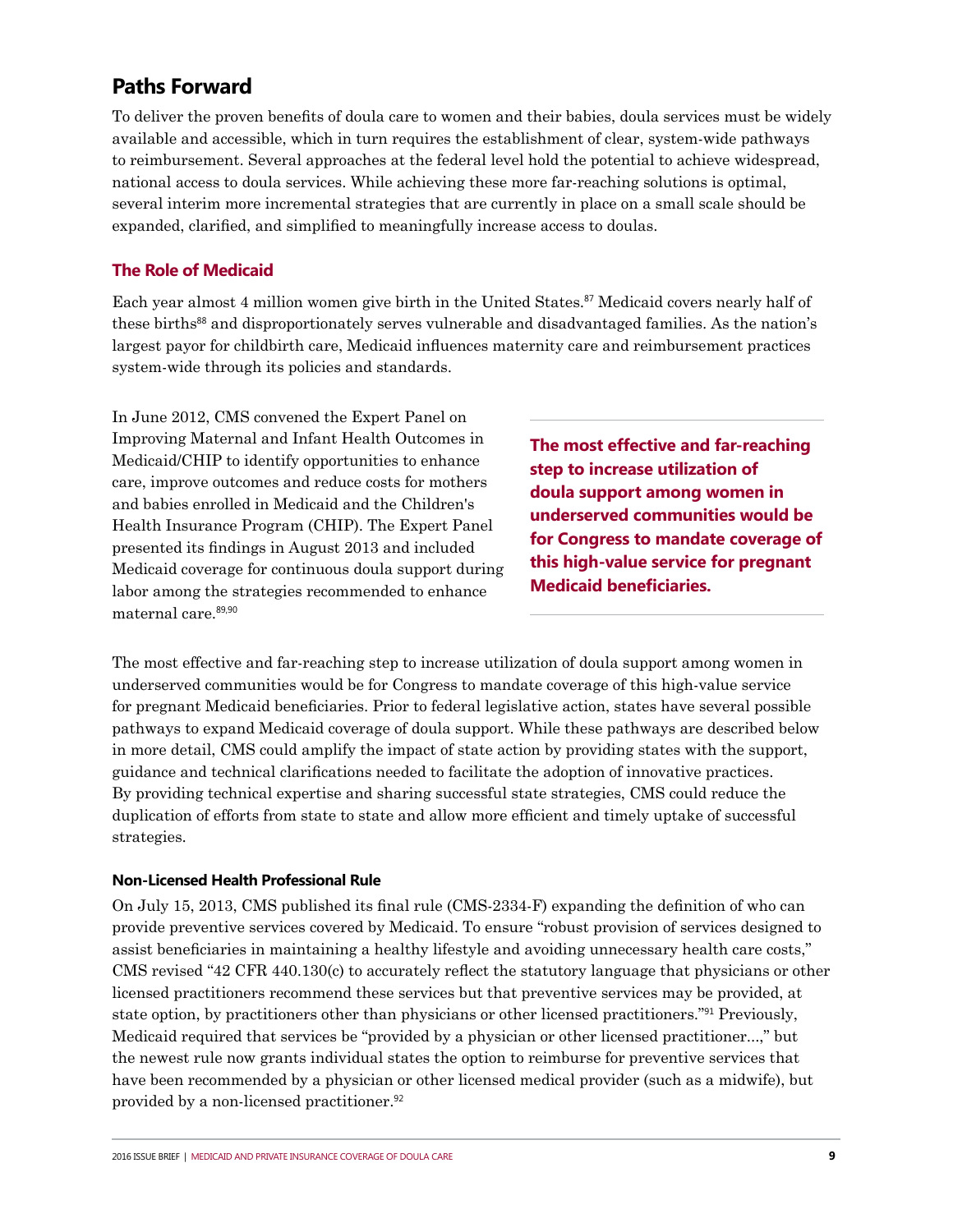## Paths Forward

To deliver the proven benefits of doula care to women and their babies, doula services must be widely available and accessible, which in turn requires the establishment of clear, system-wide pathways to reimbursement. Several approaches at the federal level hold the potential to achieve widespread, national access to doula services. While achieving these more far-reaching solutions is optimal, several interim more incremental strategies that are currently in place on a small scale should be expanded, clarified, and simplified to meaningfully increase access to doulas.

### The Role of Medicaid

Each year almost 4 million women give birth in the United States.[87] Medicaid covers nearly half of these births[88] and disproportionately serves vulnerable and disadvantaged families. As the nation's largest payor for childbirth care, Medicaid influences maternity care and reimbursement practices system-wide through its policies and standards.

In June 2012, CMS convened the Expert Panel on Improving Maternal and Infant Health Outcomes in Medicaid/CHIP to identify opportunities to enhance care, improve outcomes and reduce costs for mothers and babies enrolled in Medicaid and the Children's Health Insurance Program (CHIP). The Expert Panel presented its findings in August 2013 and included Medicaid coverage for continuous doula support during labor among the strategies recommended to enhance maternal care.[89,90]

**The most effective and far-reaching step to increase utilization of doula support among women in underserved communities would be for Congress to mandate coverage of this high-value service for pregnant Medicaid beneficiaries.**

The most effective and far-reaching step to increase utilization of doula support among women in underserved communities would be for Congress to mandate coverage of this high-value service for pregnant Medicaid beneficiaries. Prior to federal legislative action, states have several possible pathways to expand Medicaid coverage of doula support. While these pathways are described below in more detail, CMS could amplify the impact of state action by providing states with the support, guidance and technical clarifications needed to facilitate the adoption of innovative practices. By providing technical expertise and sharing successful state strategies, CMS could reduce the duplication of efforts from state to state and allow more efficient and timely uptake of successful strategies.

#### Non-Licensed Health Professional Rule

On July 15, 2013, CMS published its final rule (CMS-2334-F) expanding the definition of who can provide preventive services covered by Medicaid. To ensure "robust provision of services designed to assist beneficiaries in maintaining a healthy lifestyle and avoiding unnecessary health care costs," CMS revised "42 CFR 440.130(c) to accurately reflect the statutory language that physicians or other licensed practitioners recommend these services but that preventive services may be provided, at state option, by practitioners other than physicians or other licensed practitioners."[91] Previously, Medicaid required that services be "provided by a physician or other licensed practitioner...," but the newest rule now grants individual states the option to reimburse for preventive services that have been recommended by a physician or other licensed medical provider (such as a midwife), but provided by a non-licensed practitioner.[92]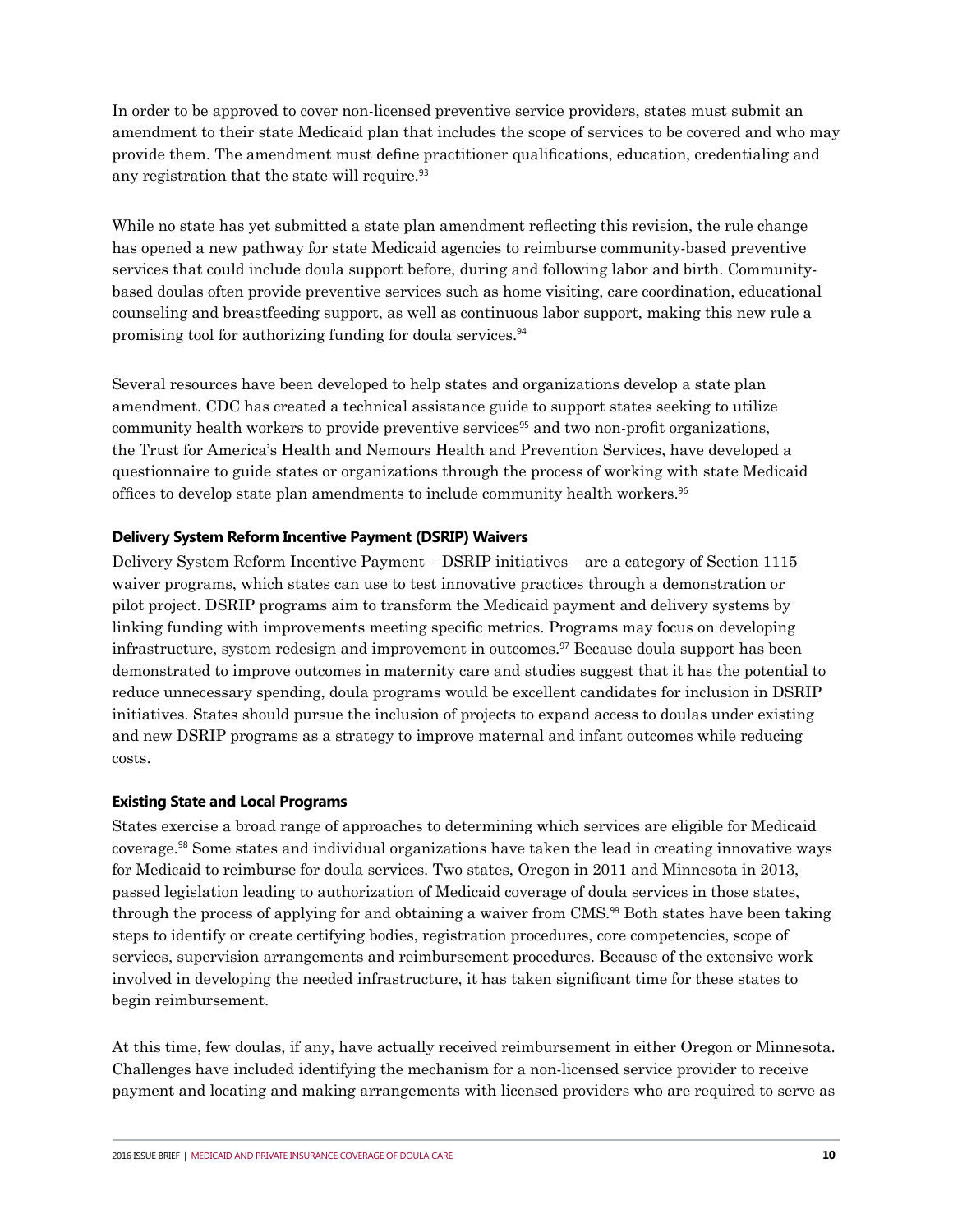In order to be approved to cover non-licensed preventive service providers, states must submit an amendment to their state Medicaid plan that includes the scope of services to be covered and who may provide them. The amendment must define practitioner qualifications, education, credentialing and any registration that the state will require.[93]

While no state has yet submitted a state plan amendment reflecting this revision, the rule change has opened a new pathway for state Medicaid agencies to reimburse community-based preventive services that could include doula support before, during and following labor and birth. Community-based doulas often provide preventive services such as home visiting, care coordination, educational counseling and breastfeeding support, as well as continuous labor support, making this new rule a promising tool for authorizing funding for doula services.[94]

Several resources have been developed to help states and organizations develop a state plan amendment. CDC has created a technical assistance guide to support states seeking to utilize community health workers to provide preventive services[95] and two non-profit organizations, the Trust for America's Health and Nemours Health and Prevention Services, have developed a questionnaire to guide states or organizations through the process of working with state Medicaid offices to develop state plan amendments to include community health workers.[96]

### Delivery System Reform Incentive Payment (DSRIP) Waivers

Delivery System Reform Incentive Payment – DSRIP initiatives – are a category of Section 1115 waiver programs, which states can use to test innovative practices through a demonstration or pilot project. DSRIP programs aim to transform the Medicaid payment and delivery systems by linking funding with improvements meeting specific metrics. Programs may focus on developing infrastructure, system redesign and improvement in outcomes.[97] Because doula support has been demonstrated to improve outcomes in maternity care and studies suggest that it has the potential to reduce unnecessary spending, doula programs would be excellent candidates for inclusion in DSRIP initiatives. States should pursue the inclusion of projects to expand access to doulas under existing and new DSRIP programs as a strategy to improve maternal and infant outcomes while reducing costs.

### Existing State and Local Programs

States exercise a broad range of approaches to determining which services are eligible for Medicaid coverage.[98] Some states and individual organizations have taken the lead in creating innovative ways for Medicaid to reimburse for doula services. Two states, Oregon in 2011 and Minnesota in 2013, passed legislation leading to authorization of Medicaid coverage of doula services in those states, through the process of applying for and obtaining a waiver from CMS.[99] Both states have been taking steps to identify or create certifying bodies, registration procedures, core competencies, scope of services, supervision arrangements and reimbursement procedures. Because of the extensive work involved in developing the needed infrastructure, it has taken significant time for these states to begin reimbursement.

At this time, few doulas, if any, have actually received reimbursement in either Oregon or Minnesota. Challenges have included identifying the mechanism for a non-licensed service provider to receive payment and locating and making arrangements with licensed providers who are required to serve as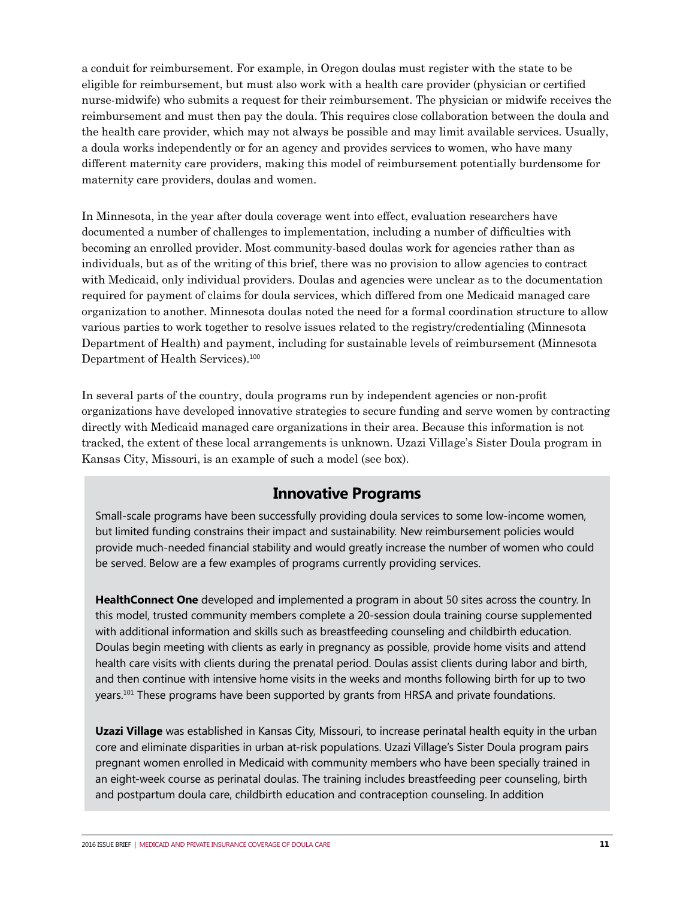a conduit for reimbursement. For example, in Oregon doulas must register with the state to be eligible for reimbursement, but must also work with a health care provider (physician or certified nurse-midwife) who submits a request for their reimbursement. The physician or midwife receives the reimbursement and must then pay the doula. This requires close collaboration between the doula and the health care provider, which may not always be possible and may limit available services. Usually, a doula works independently or for an agency and provides services to women, who have many different maternity care providers, making this model of reimbursement potentially burdensome for maternity care providers, doulas and women.

In Minnesota, in the year after doula coverage went into effect, evaluation researchers have documented a number of challenges to implementation, including a number of difficulties with becoming an enrolled provider. Most community-based doulas work for agencies rather than as individuals, but as of the writing of this brief, there was no provision to allow agencies to contract with Medicaid, only individual providers. Doulas and agencies were unclear as to the documentation required for payment of claims for doula services, which differed from one Medicaid managed care organization to another. Minnesota doulas noted the need for a formal coordination structure to allow various parties to work together to resolve issues related to the registry/credentialing (Minnesota Department of Health) and payment, including for sustainable levels of reimbursement (Minnesota Department of Health Services).[100]

In several parts of the country, doula programs run by independent agencies or non-profit organizations have developed innovative strategies to secure funding and serve women by contracting directly with Medicaid managed care organizations in their area. Because this information is not tracked, the extent of these local arrangements is unknown. Uzazi Village's Sister Doula program in Kansas City, Missouri, is an example of such a model (see box).

## Innovative Programs

Small-scale programs have been successfully providing doula services to some low-income women, but limited funding constrains their impact and sustainability. New reimbursement policies would provide much-needed financial stability and would greatly increase the number of women who could be served. Below are a few examples of programs currently providing services.

**HealthConnect One** developed and implemented a program in about 50 sites across the country. In this model, trusted community members complete a 20-session doula training course supplemented with additional information and skills such as breastfeeding counseling and childbirth education. Doulas begin meeting with clients as early in pregnancy as possible, provide home visits and attend health care visits with clients during the prenatal period. Doulas assist clients during labor and birth, and then continue with intensive home visits in the weeks and months following birth for up to two years.[101] These programs have been supported by grants from HRSA and private foundations.

**Uzazi Village** was established in Kansas City, Missouri, to increase perinatal health equity in the urban core and eliminate disparities in urban at-risk populations. Uzazi Village's Sister Doula program pairs pregnant women enrolled in Medicaid with community members who have been specially trained in an eight-week course as perinatal doulas. The training includes breastfeeding peer counseling, birth and postpartum doula care, childbirth education and contraception counseling. In addition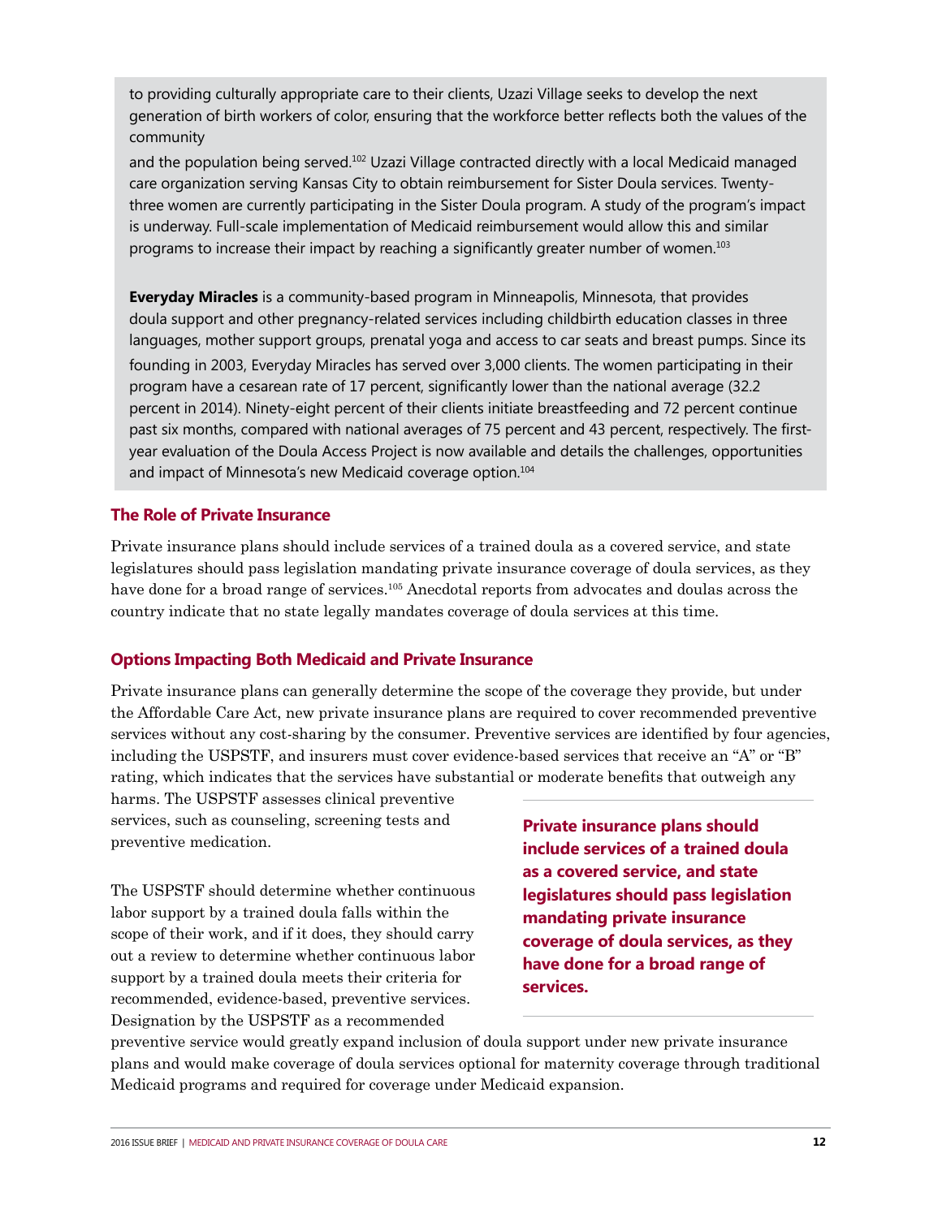to providing culturally appropriate care to their clients, Uzazi Village seeks to develop the next generation of birth workers of color, ensuring that the workforce better reflects both the values of the community and the population being served.[102] Uzazi Village contracted directly with a local Medicaid managed care organization serving Kansas City to obtain reimbursement for Sister Doula services. Twenty-three women are currently participating in the Sister Doula program. A study of the program's impact is underway. Full-scale implementation of Medicaid reimbursement would allow this and similar programs to increase their impact by reaching a significantly greater number of women.[103]

**Everyday Miracles** is a community-based program in Minneapolis, Minnesota, that provides doula support and other pregnancy-related services including childbirth education classes in three languages, mother support groups, prenatal yoga and access to car seats and breast pumps. Since its founding in 2003, Everyday Miracles has served over 3,000 clients. The women participating in their program have a cesarean rate of 17 percent, significantly lower than the national average (32.2 percent in 2014). Ninety-eight percent of their clients initiate breastfeeding and 72 percent continue past six months, compared with national averages of 75 percent and 43 percent, respectively. The first-year evaluation of the Doula Access Project is now available and details the challenges, opportunities and impact of Minnesota's new Medicaid coverage option.[104]

## The Role of Private Insurance

Private insurance plans should include services of a trained doula as a covered service, and state legislatures should pass legislation mandating private insurance coverage of doula services, as they have done for a broad range of services.[105] Anecdotal reports from advocates and doulas across the country indicate that no state legally mandates coverage of doula services at this time.

## Options Impacting Both Medicaid and Private Insurance

Private insurance plans can generally determine the scope of the coverage they provide, but under the Affordable Care Act, new private insurance plans are required to cover recommended preventive services without any cost-sharing by the consumer. Preventive services are identified by four agencies, including the USPSTF, and insurers must cover evidence-based services that receive an "A" or "B" rating, which indicates that the services have substantial or moderate benefits that outweigh any harms. The USPSTF assesses clinical preventive services, such as counseling, screening tests and preventive medication.

The USPSTF should determine whether continuous labor support by a trained doula falls within the scope of their work, and if it does, they should carry out a review to determine whether continuous labor support by a trained doula meets their criteria for recommended, evidence-based, preventive services. Designation by the USPSTF as a recommended preventive service would greatly expand inclusion of doula support under new private insurance plans and would make coverage of doula services optional for maternity coverage through traditional Medicaid programs and required for coverage under Medicaid expansion.

**Private insurance plans should include services of a trained doula as a covered service, and state legislatures should pass legislation mandating private insurance coverage of doula services, as they have done for a broad range of services.**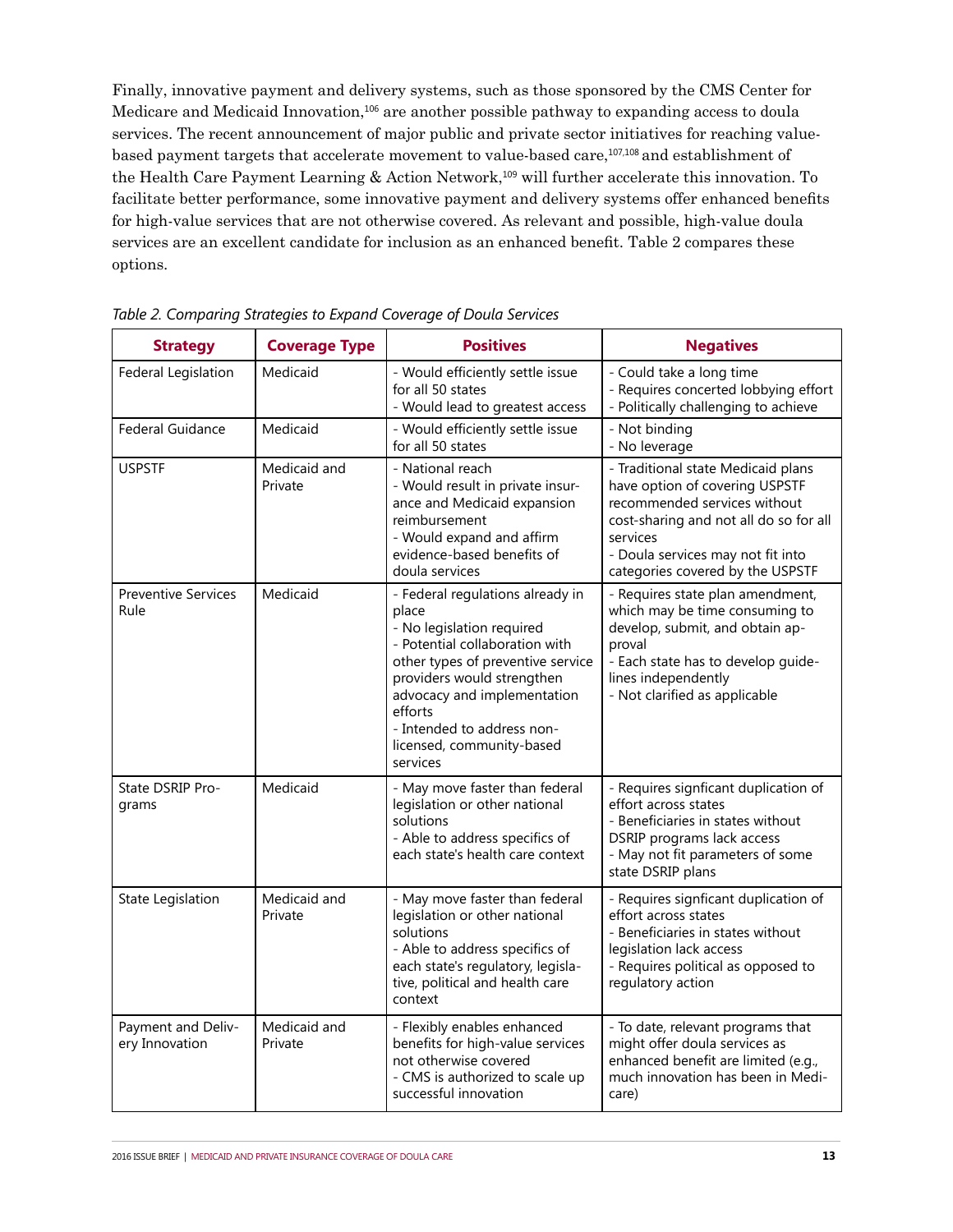Finally, innovative payment and delivery systems, such as those sponsored by the CMS Center for Medicare and Medicaid Innovation,[106] are another possible pathway to expanding access to doula services. The recent announcement of major public and private sector initiatives for reaching value-based payment targets that accelerate movement to value-based care,[107,108] and establishment of the Health Care Payment Learning & Action Network,[109] will further accelerate this innovation. To facilitate better performance, some innovative payment and delivery systems offer enhanced benefits for high-value services that are not otherwise covered. As relevant and possible, high-value doula services are an excellent candidate for inclusion as an enhanced benefit. Table 2 compares these options.

*Table 2. Comparing Strategies to Expand Coverage of Doula Services*

| Strategy | Coverage Type | Positives | Negatives |
|---|---|---|---|
| Federal Legislation | Medicaid | - Would efficiently settle issue for all 50 states<br>- Would lead to greatest access | - Could take a long time<br>- Requires concerted lobbying effort<br>- Politically challenging to achieve |
| Federal Guidance | Medicaid | - Would efficiently settle issue for all 50 states | - Not binding<br>- No leverage |
| USPSTF | Medicaid and Private | - National reach<br>- Would result in private insurance and Medicaid expansion reimbursement<br>- Would expand and affirm evidence-based benefits of doula services | - Traditional state Medicaid plans have option of covering USPSTF recommended services without cost-sharing and not all do so for all services<br>- Doula services may not fit into categories covered by the USPSTF |
| Preventive Services Rule | Medicaid | - Federal regulations already in place<br>- No legislation required<br>- Potential collaboration with other types of preventive service providers would strengthen advocacy and implementation efforts<br>- Intended to address non-licensed, community-based services | - Requires state plan amendment, which may be time consuming to develop, submit, and obtain approval<br>- Each state has to develop guidelines independently<br>- Not clarified as applicable |
| State DSRIP Programs | Medicaid | - May move faster than federal legislation or other national solutions<br>- Able to address specifics of each state's health care context | - Requires signficant duplication of effort across states<br>- Beneficiaries in states without DSRIP programs lack access<br>- May not fit parameters of some state DSRIP plans |
| State Legislation | Medicaid and Private | - May move faster than federal legislation or other national solutions<br>- Able to address specifics of each state's regulatory, legislative, political and health care context | - Requires signficant duplication of effort across states<br>- Beneficiaries in states without legislation lack access<br>- Requires political as opposed to regulatory action |
| Payment and Delivery Innovation | Medicaid and Private | - Flexibly enables enhanced benefits for high-value services not otherwise covered<br>- CMS is authorized to scale up successful innovation | - To date, relevant programs that might offer doula services as enhanced benefit are limited (e.g., much innovation has been in Medicare) |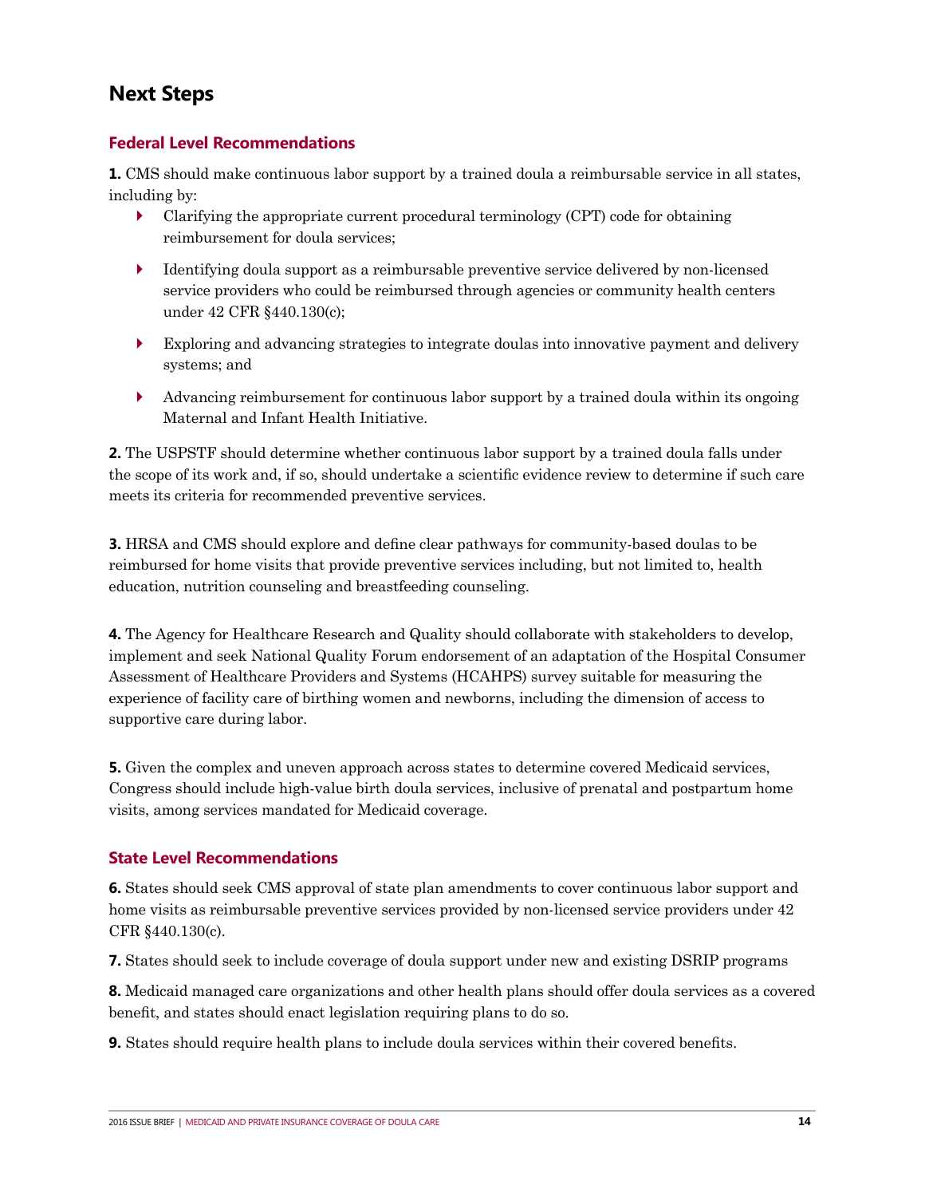## Next Steps

### Federal Level Recommendations

**1.** CMS should make continuous labor support by a trained doula a reimbursable service in all states, including by:

- Clarifying the appropriate current procedural terminology (CPT) code for obtaining reimbursement for doula services;
- Identifying doula support as a reimbursable preventive service delivered by non-licensed service providers who could be reimbursed through agencies or community health centers under 42 CFR §440.130(c);
- Exploring and advancing strategies to integrate doulas into innovative payment and delivery systems; and
- Advancing reimbursement for continuous labor support by a trained doula within its ongoing Maternal and Infant Health Initiative.

**2.** The USPSTF should determine whether continuous labor support by a trained doula falls under the scope of its work and, if so, should undertake a scientific evidence review to determine if such care meets its criteria for recommended preventive services.

**3.** HRSA and CMS should explore and define clear pathways for community-based doulas to be reimbursed for home visits that provide preventive services including, but not limited to, health education, nutrition counseling and breastfeeding counseling.

**4.** The Agency for Healthcare Research and Quality should collaborate with stakeholders to develop, implement and seek National Quality Forum endorsement of an adaptation of the Hospital Consumer Assessment of Healthcare Providers and Systems (HCAHPS) survey suitable for measuring the experience of facility care of birthing women and newborns, including the dimension of access to supportive care during labor.

**5.** Given the complex and uneven approach across states to determine covered Medicaid services, Congress should include high-value birth doula services, inclusive of prenatal and postpartum home visits, among services mandated for Medicaid coverage.

### State Level Recommendations

**6.** States should seek CMS approval of state plan amendments to cover continuous labor support and home visits as reimbursable preventive services provided by non-licensed service providers under 42 CFR §440.130(c).

**7.** States should seek to include coverage of doula support under new and existing DSRIP programs

**8.** Medicaid managed care organizations and other health plans should offer doula services as a covered benefit, and states should enact legislation requiring plans to do so.

**9.** States should require health plans to include doula services within their covered benefits.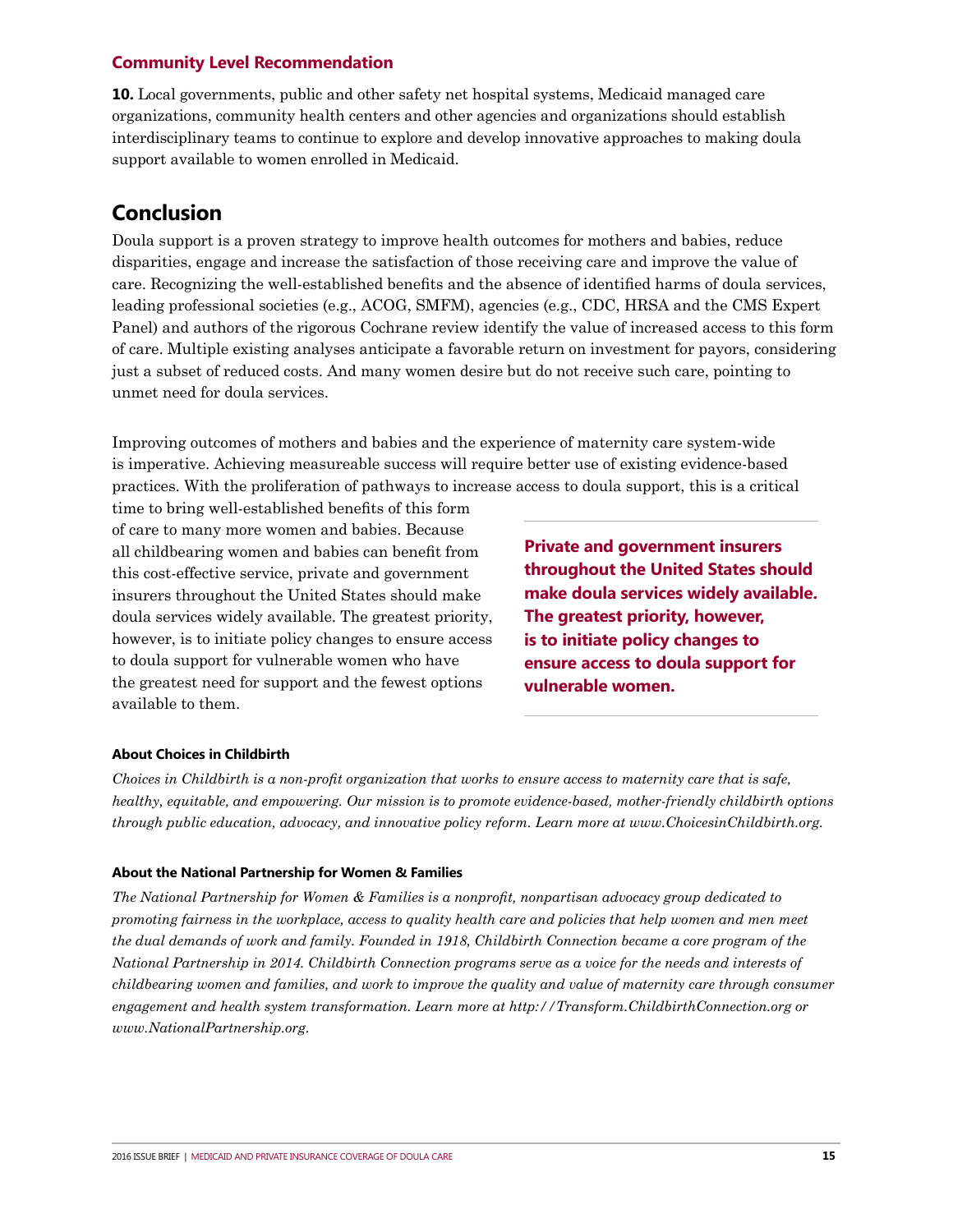### Community Level Recommendation

**10.** Local governments, public and other safety net hospital systems, Medicaid managed care organizations, community health centers and other agencies and organizations should establish interdisciplinary teams to continue to explore and develop innovative approaches to making doula support available to women enrolled in Medicaid.

## Conclusion

Doula support is a proven strategy to improve health outcomes for mothers and babies, reduce disparities, engage and increase the satisfaction of those receiving care and improve the value of care. Recognizing the well-established benefits and the absence of identified harms of doula services, leading professional societies (e.g., ACOG, SMFM), agencies (e.g., CDC, HRSA and the CMS Expert Panel) and authors of the rigorous Cochrane review identify the value of increased access to this form of care. Multiple existing analyses anticipate a favorable return on investment for payors, considering just a subset of reduced costs. And many women desire but do not receive such care, pointing to unmet need for doula services.

Improving outcomes of mothers and babies and the experience of maternity care system-wide is imperative. Achieving measureable success will require better use of existing evidence-based practices. With the proliferation of pathways to increase access to doula support, this is a critical time to bring well-established benefits of this form of care to many more women and babies. Because all childbearing women and babies can benefit from this cost-effective service, private and government insurers throughout the United States should make doula services widely available. The greatest priority, however, is to initiate policy changes to ensure access to doula support for vulnerable women who have the greatest need for support and the fewest options available to them.

**Private and government insurers throughout the United States should make doula services widely available. The greatest priority, however, is to initiate policy changes to ensure access to doula support for vulnerable women.**

#### About Choices in Childbirth

*Choices in Childbirth is a non-profit organization that works to ensure access to maternity care that is safe, healthy, equitable, and empowering. Our mission is to promote evidence-based, mother-friendly childbirth options through public education, advocacy, and innovative policy reform. Learn more at www.ChoicesinChildbirth.org.*

#### About the National Partnership for Women & Families

*The National Partnership for Women & Families is a nonprofit, nonpartisan advocacy group dedicated to promoting fairness in the workplace, access to quality health care and policies that help women and men meet the dual demands of work and family. Founded in 1918, Childbirth Connection became a core program of the National Partnership in 2014. Childbirth Connection programs serve as a voice for the needs and interests of childbearing women and families, and work to improve the quality and value of maternity care through consumer engagement and health system transformation. Learn more at http://Transform.ChildbirthConnection.org or www.NationalPartnership.org.*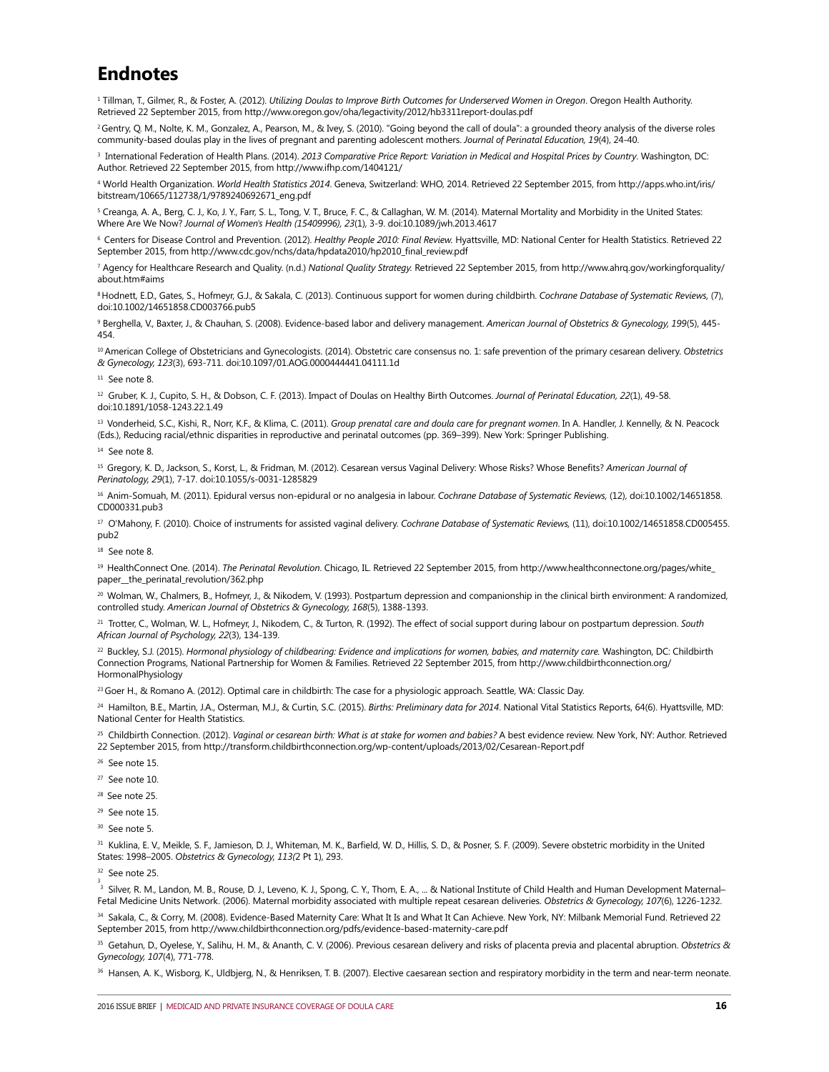# Endnotes

[1] Tillman, T., Gilmer, R., & Foster, A. (2012). *Utilizing Doulas to Improve Birth Outcomes for Underserved Women in Oregon*. Oregon Health Authority. Retrieved 22 September 2015, from http://www.oregon.gov/oha/legactivity/2012/hb3311report-doulas.pdf

[2] Gentry, Q. M., Nolte, K. M., Gonzalez, A., Pearson, M., & Ivey, S. (2010). "Going beyond the call of doula": a grounded theory analysis of the diverse roles community-based doulas play in the lives of pregnant and parenting adolescent mothers. *Journal of Perinatal Education, 19*(4), 24-40.

[3] International Federation of Health Plans. (2014). *2013 Comparative Price Report: Variation in Medical and Hospital Prices by Country*. Washington, DC: Author. Retrieved 22 September 2015, from http://www.ifhp.com/1404121/

[4] World Health Organization. *World Health Statistics 2014*. Geneva, Switzerland: WHO, 2014. Retrieved 22 September 2015, from http://apps.who.int/iris/bitstream/10665/112738/1/9789240692671_eng.pdf

[5] Creanga, A. A., Berg, C. J., Ko, J. Y., Farr, S. L., Tong, V. T., Bruce, F. C., & Callaghan, W. M. (2014). Maternal Mortality and Morbidity in the United States: Where Are We Now? *Journal of Women's Health (15409996), 23*(1), 3-9. doi:10.1089/jwh.2013.4617

[6] Centers for Disease Control and Prevention. (2012). *Healthy People 2010: Final Review.* Hyattsville, MD: National Center for Health Statistics. Retrieved 22 September 2015, from http://www.cdc.gov/nchs/data/hpdata2010/hp2010_final_review.pdf

[7] Agency for Healthcare Research and Quality. (n.d.) *National Quality Strategy.* Retrieved 22 September 2015, from http://www.ahrq.gov/workingforquality/about.htm#aims

[8] Hodnett, E.D., Gates, S., Hofmeyr, G.J., & Sakala, C. (2013). Continuous support for women during childbirth. *Cochrane Database of Systematic Reviews,* (7), doi:10.1002/14651858.CD003766.pub5

[9] Berghella, V., Baxter, J., & Chauhan, S. (2008). Evidence-based labor and delivery management. *American Journal of Obstetrics & Gynecology, 199*(5), 445-454.

[10] American College of Obstetricians and Gynecologists. (2014). Obstetric care consensus no. 1: safe prevention of the primary cesarean delivery. *Obstetrics & Gynecology, 123*(3), 693-711. doi:10.1097/01.AOG.0000444441.04111.1d

[11] See note 8.

[12] Gruber, K. J., Cupito, S. H., & Dobson, C. F. (2013). Impact of Doulas on Healthy Birth Outcomes. *Journal of Perinatal Education, 22*(1), 49-58. doi:10.1891/1058-1243.22.1.49

[13] Vonderheid, S.C., Kishi, R., Norr, K.F., & Klima, C. (2011). *Group prenatal care and doula care for pregnant women*. In A. Handler, J. Kennelly, & N. Peacock (Eds.), Reducing racial/ethnic disparities in reproductive and perinatal outcomes (pp. 369–399). New York: Springer Publishing.

[14] See note 8.

[15] Gregory, K. D., Jackson, S., Korst, L., & Fridman, M. (2012). Cesarean versus Vaginal Delivery: Whose Risks? Whose Benefits? *American Journal of Perinatology, 29*(1), 7-17. doi:10.1055/s-0031-1285829

[16] Anim-Somuah, M. (2011). Epidural versus non-epidural or no analgesia in labour. *Cochrane Database of Systematic Reviews,* (12), doi:10.1002/14651858.CD000331.pub3

[17] O'Mahony, F. (2010). Choice of instruments for assisted vaginal delivery. *Cochrane Database of Systematic Reviews,* (11), doi:10.1002/14651858.CD005455.pub2

[18] See note 8.

[19] HealthConnect One. (2014). *The Perinatal Revolution*. Chicago, IL. Retrieved 22 September 2015, from http://www.healthconnectone.org/pages/white_paper__the_perinatal_revolution/362.php

[20] Wolman, W., Chalmers, B., Hofmeyr, J., & Nikodem, V. (1993). Postpartum depression and companionship in the clinical birth environment: A randomized, controlled study. *American Journal of Obstetrics & Gynecology, 168*(5), 1388-1393.

[21] Trotter, C., Wolman, W. L., Hofmeyr, J., Nikodem, C., & Turton, R. (1992). The effect of social support during labour on postpartum depression. *South African Journal of Psychology, 22*(3), 134-139.

[22] Buckley, S.J. (2015). *Hormonal physiology of childbearing: Evidence and implications for women, babies, and maternity care.* Washington, DC: Childbirth Connection Programs, National Partnership for Women & Families. Retrieved 22 September 2015, from http://www.childbirthconnection.org/HormonalPhysiology

[23] Goer H., & Romano A. (2012). Optimal care in childbirth: The case for a physiologic approach. Seattle, WA: Classic Day.

[24] Hamilton, B.E., Martin, J.A., Osterman, M.J., & Curtin, S.C. (2015). *Births: Preliminary data for 2014*. National Vital Statistics Reports, 64(6). Hyattsville, MD: National Center for Health Statistics.

[25] Childbirth Connection. (2012). *Vaginal or cesarean birth: What is at stake for women and babies?* A best evidence review. New York, NY: Author. Retrieved 22 September 2015, from http://transform.childbirthconnection.org/wp-content/uploads/2013/02/Cesarean-Report.pdf

[26] See note 15.

[27] See note 10.

[28] See note 25.

[29] See note 15.

[30] See note 5.

[31] Kuklina, E. V., Meikle, S. F., Jamieson, D. J., Whiteman, M. K., Barfield, W. D., Hillis, S. D., & Posner, S. F. (2009). Severe obstetric morbidity in the United States: 1998–2005. *Obstetrics & Gynecology, 113(2* Pt 1), 293.

[32] See note 25.

[33] Silver, R. M., Landon, M. B., Rouse, D. J., Leveno, K. J., Spong, C. Y., Thom, E. A., ... & National Institute of Child Health and Human Development Maternal–Fetal Medicine Units Network. (2006). Maternal morbidity associated with multiple repeat cesarean deliveries. *Obstetrics & Gynecology, 107*(6), 1226-1232.

[34] Sakala, C., & Corry, M. (2008). Evidence-Based Maternity Care: What It Is and What It Can Achieve. New York, NY: Milbank Memorial Fund. Retrieved 22 September 2015, from http://www.childbirthconnection.org/pdfs/evidence-based-maternity-care.pdf

[35] Getahun, D., Oyelese, Y., Salihu, H. M., & Ananth, C. V. (2006). Previous cesarean delivery and risks of placenta previa and placental abruption. *Obstetrics & Gynecology, 107*(4), 771-778.

[36] Hansen, A. K., Wisborg, K., Uldbjerg, N., & Henriksen, T. B. (2007). Elective caesarean section and respiratory morbidity in the term and near-term neonate.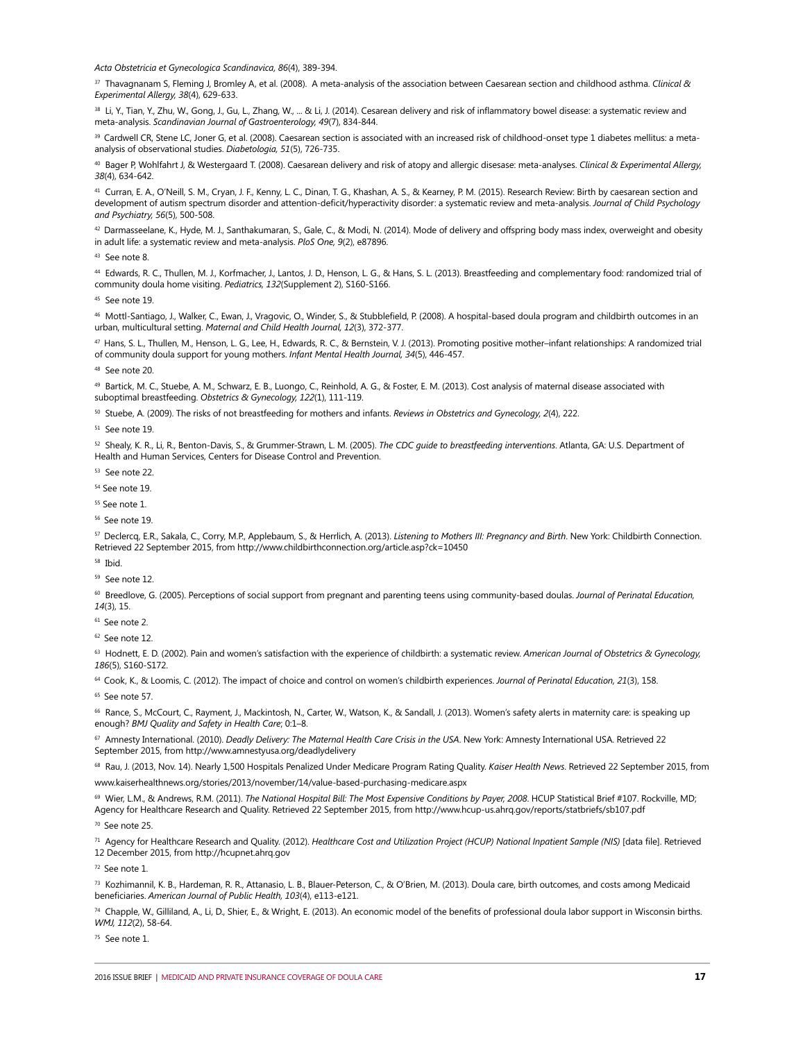*Acta Obstetricia et Gynecologica Scandinavica, 86*(4), 389-394.

[37] Thavagnanam S, Fleming J, Bromley A, et al. (2008). A meta-analysis of the association between Caesarean section and childhood asthma. *Clinical & Experimental Allergy, 38*(4), 629-633.

[38] Li, Y., Tian, Y., Zhu, W., Gong, J., Gu, L., Zhang, W., ... & Li, J. (2014). Cesarean delivery and risk of inflammatory bowel disease: a systematic review and meta-analysis. *Scandinavian Journal of Gastroenterology, 49*(7), 834-844.

[39] Cardwell CR, Stene LC, Joner G, et al. (2008). Caesarean section is associated with an increased risk of childhood-onset type 1 diabetes mellitus: a meta-analysis of observational studies. *Diabetologia, 51*(5), 726-735.

[40] Bager P, Wohlfahrt J, & Westergaard T. (2008). Caesarean delivery and risk of atopy and allergic disesase: meta-analyses. *Clinical & Experimental Allergy, 38*(4), 634-642.

[41] Curran, E. A., O'Neill, S. M., Cryan, J. F., Kenny, L. C., Dinan, T. G., Khashan, A. S., & Kearney, P. M. (2015). Research Review: Birth by caesarean section and development of autism spectrum disorder and attention-deficit/hyperactivity disorder: a systematic review and meta-analysis. *Journal of Child Psychology and Psychiatry, 56*(5), 500-508.

[42] Darmasseelane, K., Hyde, M. J., Santhakumaran, S., Gale, C., & Modi, N. (2014). Mode of delivery and offspring body mass index, overweight and obesity in adult life: a systematic review and meta-analysis. *PloS One, 9*(2), e87896.

[43] See note 8.

[44] Edwards, R. C., Thullen, M. J., Korfmacher, J., Lantos, J. D., Henson, L. G., & Hans, S. L. (2013). Breastfeeding and complementary food: randomized trial of community doula home visiting. *Pediatrics, 132*(Supplement 2), S160-S166.

[45] See note 19.

[46] Mottl-Santiago, J., Walker, C., Ewan, J., Vragovic, O., Winder, S., & Stubblefield, P. (2008). A hospital-based doula program and childbirth outcomes in an urban, multicultural setting. *Maternal and Child Health Journal, 12*(3), 372-377.

[47] Hans, S. L., Thullen, M., Henson, L. G., Lee, H., Edwards, R. C., & Bernstein, V. J. (2013). Promoting positive mother–infant relationships: A randomized trial of community doula support for young mothers. *Infant Mental Health Journal, 34*(5), 446-457.

[48] See note 20.

[49] Bartick, M. C., Stuebe, A. M., Schwarz, E. B., Luongo, C., Reinhold, A. G., & Foster, E. M. (2013). Cost analysis of maternal disease associated with suboptimal breastfeeding. *Obstetrics & Gynecology, 122*(1), 111-119.

[50] Stuebe, A. (2009). The risks of not breastfeeding for mothers and infants. *Reviews in Obstetrics and Gynecology, 2*(4), 222.

[51] See note 19.

[52] Shealy, K. R., Li, R., Benton-Davis, S., & Grummer-Strawn, L. M. (2005). *The CDC guide to breastfeeding interventions*. Atlanta, GA: U.S. Department of Health and Human Services, Centers for Disease Control and Prevention.

[53] See note 22.

[54] See note 19.

[55] See note 1.

[56] See note 19.

[57] Declercq, E.R., Sakala, C., Corry, M.P., Applebaum, S., & Herrlich, A. (2013). *Listening to Mothers III: Pregnancy and Birth*. New York: Childbirth Connection. Retrieved 22 September 2015, from http://www.childbirthconnection.org/article.asp?ck=10450

[58] Ibid.

[59] See note 12.

[60] Breedlove, G. (2005). Perceptions of social support from pregnant and parenting teens using community-based doulas. *Journal of Perinatal Education, 14*(3), 15.

[61] See note 2.

[62] See note 12.

[63] Hodnett, E. D. (2002). Pain and women's satisfaction with the experience of childbirth: a systematic review. *American Journal of Obstetrics & Gynecology, 186*(5), S160-S172.

[64] Cook, K., & Loomis, C. (2012). The impact of choice and control on women's childbirth experiences. *Journal of Perinatal Education, 21*(3), 158.

[65] See note 57.

[66] Rance, S., McCourt, C., Rayment, J., Mackintosh, N., Carter, W., Watson, K., & Sandall, J. (2013). Women's safety alerts in maternity care: is speaking up enough? *BMJ Quality and Safety in Health Care*; 0:1–8.

[67] Amnesty International. (2010). *Deadly Delivery: The Maternal Health Care Crisis in the USA*. New York: Amnesty International USA. Retrieved 22 September 2015, from http://www.amnestyusa.org/deadlydelivery

[68] Rau, J. (2013, Nov. 14). Nearly 1,500 Hospitals Penalized Under Medicare Program Rating Quality. *Kaiser Health News*. Retrieved 22 September 2015, from www.kaiserhealthnews.org/stories/2013/november/14/value-based-purchasing-medicare.aspx

[69] Wier, L.M., & Andrews, R.M. (2011). *The National Hospital Bill: The Most Expensive Conditions by Payer, 2008*. HCUP Statistical Brief #107. Rockville, MD; Agency for Healthcare Research and Quality. Retrieved 22 September 2015, from http://www.hcup-us.ahrq.gov/reports/statbriefs/sb107.pdf

[70] See note 25.

[71] Agency for Healthcare Research and Quality. (2012). *Healthcare Cost and Utilization Project (HCUP) National Inpatient Sample (NIS)* [data file]. Retrieved 12 December 2015, from http://hcupnet.ahrq.gov

[72] See note 1.

[73] Kozhimannil, K. B., Hardeman, R. R., Attanasio, L. B., Blauer-Peterson, C., & O'Brien, M. (2013). Doula care, birth outcomes, and costs among Medicaid beneficiaries. *American Journal of Public Health, 103*(4), e113-e121.

[74] Chapple, W., Gilliland, A., Li, D., Shier, E., & Wright, E. (2013). An economic model of the benefits of professional doula labor support in Wisconsin births. *WMJ, 112*(2), 58-64.

[75] See note 1.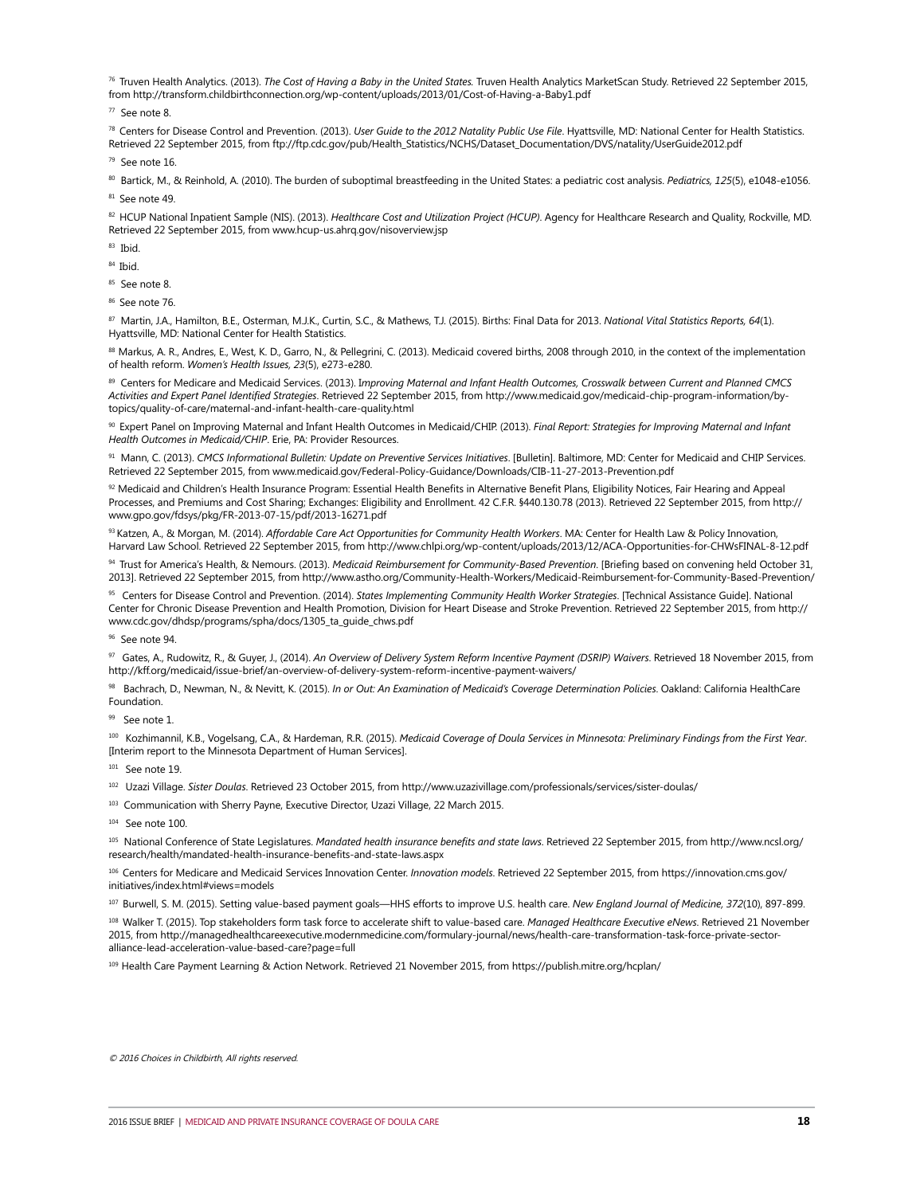[76] Truven Health Analytics. (2013). *The Cost of Having a Baby in the United States.* Truven Health Analytics MarketScan Study. Retrieved 22 September 2015, from http://transform.childbirthconnection.org/wp-content/uploads/2013/01/Cost-of-Having-a-Baby1.pdf

[77] See note 8.

[78] Centers for Disease Control and Prevention. (2013). *User Guide to the 2012 Natality Public Use File*. Hyattsville, MD: National Center for Health Statistics. Retrieved 22 September 2015, from ftp://ftp.cdc.gov/pub/Health_Statistics/NCHS/Dataset_Documentation/DVS/natality/UserGuide2012.pdf

[79] See note 16.

[80] Bartick, M., & Reinhold, A. (2010). The burden of suboptimal breastfeeding in the United States: a pediatric cost analysis. *Pediatrics, 125*(5), e1048-e1056.

[81] See note 49.

[82] HCUP National Inpatient Sample (NIS). (2013). *Healthcare Cost and Utilization Project (HCUP)*. Agency for Healthcare Research and Quality, Rockville, MD. Retrieved 22 September 2015, from www.hcup-us.ahrq.gov/nisoverview.jsp

[83] Ibid.

[84] Ibid.

[85] See note 8.

[86] See note 76.

[87] Martin, J.A., Hamilton, B.E., Osterman, M.J.K., Curtin, S.C., & Mathews, T.J. (2015). Births: Final Data for 2013. *National Vital Statistics Reports, 64*(1). Hyattsville, MD: National Center for Health Statistics.

[88] Markus, A. R., Andres, E., West, K. D., Garro, N., & Pellegrini, C. (2013). Medicaid covered births, 2008 through 2010, in the context of the implementation of health reform. *Women's Health Issues, 23*(5), e273-e280.

[89] Centers for Medicare and Medicaid Services. (2013). *Improving Maternal and Infant Health Outcomes, Crosswalk between Current and Planned CMCS Activities and Expert Panel Identified Strategies*. Retrieved 22 September 2015, from http://www.medicaid.gov/medicaid-chip-program-information/by-topics/quality-of-care/maternal-and-infant-health-care-quality.html

[90] Expert Panel on Improving Maternal and Infant Health Outcomes in Medicaid/CHIP. (2013). *Final Report: Strategies for Improving Maternal and Infant Health Outcomes in Medicaid/CHIP*. Erie, PA: Provider Resources.

[91] Mann, C. (2013). *CMCS Informational Bulletin: Update on Preventive Services Initiatives*. [Bulletin]. Baltimore, MD: Center for Medicaid and CHIP Services. Retrieved 22 September 2015, from www.medicaid.gov/Federal-Policy-Guidance/Downloads/CIB-11-27-2013-Prevention.pdf

[92] Medicaid and Children's Health Insurance Program: Essential Health Benefits in Alternative Benefit Plans, Eligibility Notices, Fair Hearing and Appeal Processes, and Premiums and Cost Sharing; Exchanges: Eligibility and Enrollment. 42 C.F.R. §440.130.78 (2013). Retrieved 22 September 2015, from http://www.gpo.gov/fdsys/pkg/FR-2013-07-15/pdf/2013-16271.pdf

[93] Katzen, A., & Morgan, M. (2014). *Affordable Care Act Opportunities for Community Health Workers*. MA: Center for Health Law & Policy Innovation, Harvard Law School. Retrieved 22 September 2015, from http://www.chlpi.org/wp-content/uploads/2013/12/ACA-Opportunities-for-CHWsFINAL-8-12.pdf

[94] Trust for America's Health, & Nemours. (2013). *Medicaid Reimbursement for Community-Based Prevention*. [Briefing based on convening held October 31, 2013]. Retrieved 22 September 2015, from http://www.astho.org/Community-Health-Workers/Medicaid-Reimbursement-for-Community-Based-Prevention/

[95] Centers for Disease Control and Prevention. (2014). *States Implementing Community Health Worker Strategies*. [Technical Assistance Guide]. National Center for Chronic Disease Prevention and Health Promotion, Division for Heart Disease and Stroke Prevention. Retrieved 22 September 2015, from http://www.cdc.gov/dhdsp/programs/spha/docs/1305_ta_guide_chws.pdf

[96] See note 94.

[97] Gates, A., Rudowitz, R., & Guyer, J., (2014). *An Overview of Delivery System Reform Incentive Payment (DSRIP) Waivers*. Retrieved 18 November 2015, from http://kff.org/medicaid/issue-brief/an-overview-of-delivery-system-reform-incentive-payment-waivers/

[98] Bachrach, D., Newman, N., & Nevitt, K. (2015). *In or Out: An Examination of Medicaid's Coverage Determination Policies*. Oakland: California HealthCare Foundation.

[99] See note 1.

[100] Kozhimannil, K.B., Vogelsang, C.A., & Hardeman, R.R. (2015). *Medicaid Coverage of Doula Services in Minnesota: Preliminary Findings from the First Year*. [Interim report to the Minnesota Department of Human Services].

[101] See note 19.

[102] Uzazi Village. *Sister Doulas*. Retrieved 23 October 2015, from http://www.uzazivillage.com/professionals/services/sister-doulas/

[103] Communication with Sherry Payne, Executive Director, Uzazi Village, 22 March 2015.

[104] See note 100.

[105] National Conference of State Legislatures. *Mandated health insurance benefits and state laws*. Retrieved 22 September 2015, from http://www.ncsl.org/research/health/mandated-health-insurance-benefits-and-state-laws.aspx

[106] Centers for Medicare and Medicaid Services Innovation Center. *Innovation models*. Retrieved 22 September 2015, from https://innovation.cms.gov/initiatives/index.html#views=models

[107] Burwell, S. M. (2015). Setting value-based payment goals—HHS efforts to improve U.S. health care. *New England Journal of Medicine, 372*(10), 897-899.

[108] Walker T. (2015). Top stakeholders form task force to accelerate shift to value-based care. *Managed Healthcare Executive eNews*. Retrieved 21 November 2015, from http://managedhealthcareexecutive.modernmedicine.com/formulary-journal/news/health-care-transformation-task-force-private-sector-alliance-lead-acceleration-value-based-care?page=full

[109] Health Care Payment Learning & Action Network. Retrieved 21 November 2015, from https://publish.mitre.org/hcplan/

*© 2016 Choices in Childbirth, All rights reserved.*